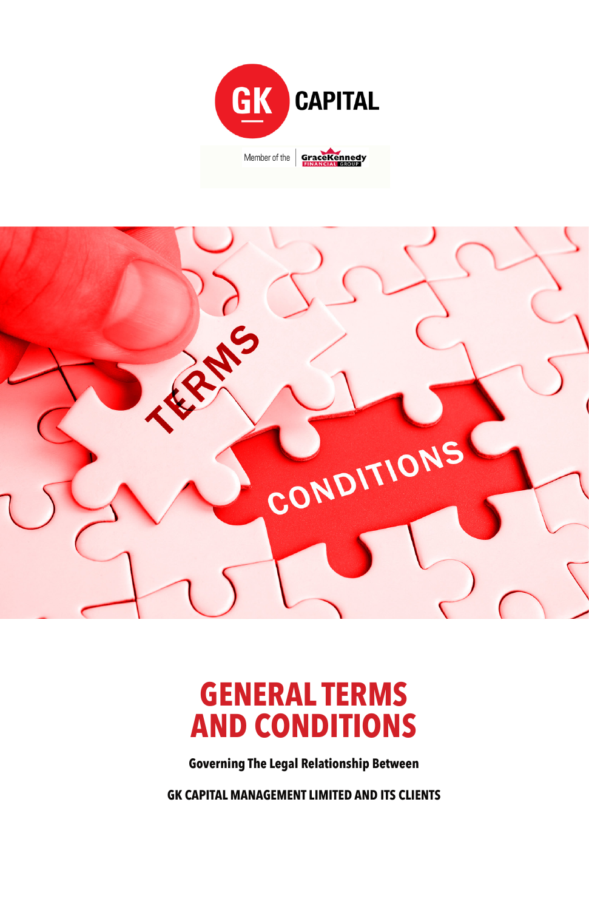GK CAPITAL

Member of the GraceKennedy FINANCIAL GROUP

# GENERAL TERMS AND CONDITIONS

**Governing The Legal Relationship Between**

**GK CAPITAL MANAGEMENT LIMITED AND ITS CLIENTS**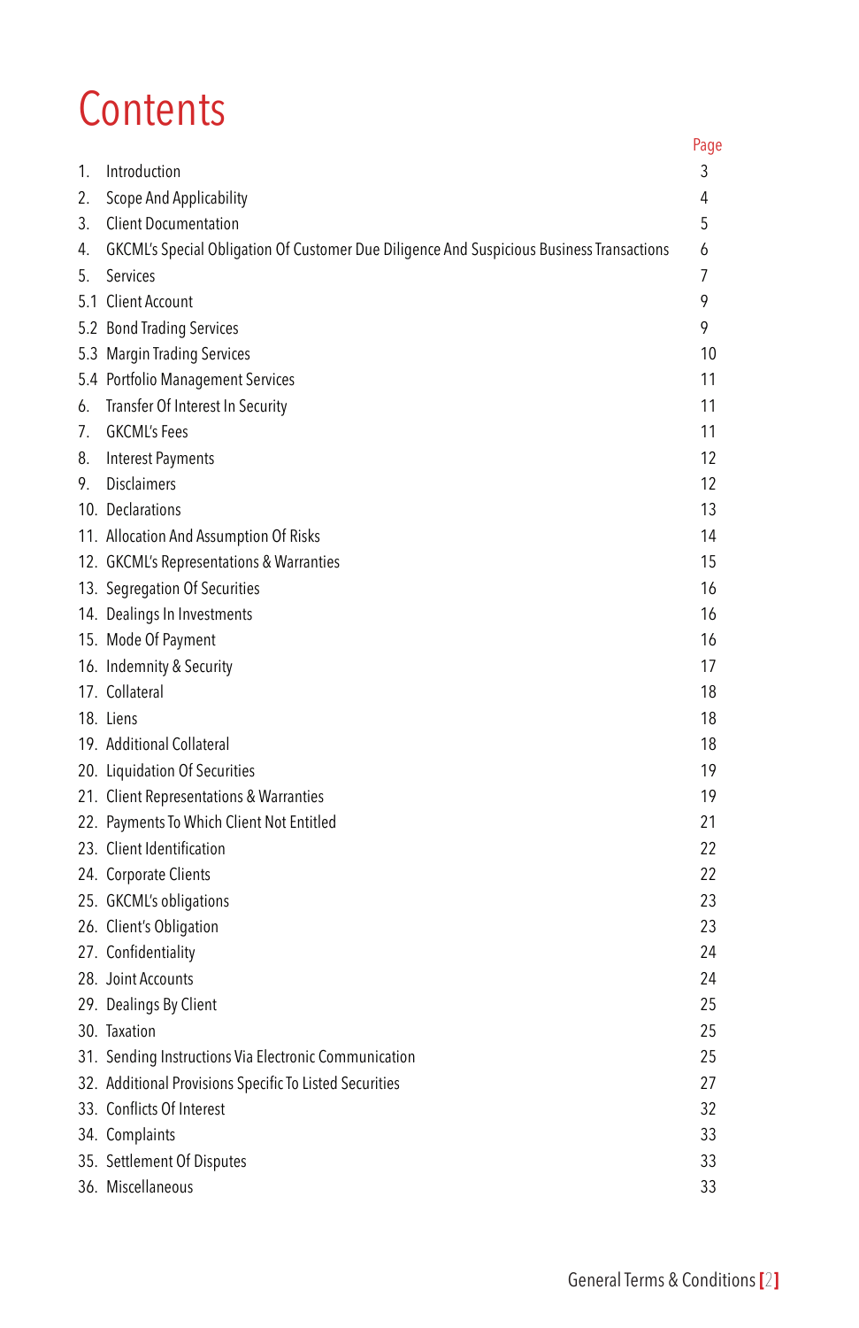# Contents

| | | Page |
|---|---|---|
| 1. | Introduction | 3 |
| 2. | Scope And Applicability | 4 |
| 3. | Client Documentation | 5 |
| 4. | GKCML's Special Obligation Of Customer Due Diligence And Suspicious Business Transactions | 6 |
| 5. | Services | 7 |
| 5.1 | Client Account | 9 |
| 5.2 | Bond Trading Services | 9 |
| 5.3 | Margin Trading Services | 10 |
| 5.4 | Portfolio Management Services | 11 |
| 6. | Transfer Of Interest In Security | 11 |
| 7. | GKCML's Fees | 11 |
| 8. | Interest Payments | 12 |
| 9. | Disclaimers | 12 |
| 10. | Declarations | 13 |
| 11. | Allocation And Assumption Of Risks | 14 |
| 12. | GKCML's Representations & Warranties | 15 |
| 13. | Segregation Of Securities | 16 |
| 14. | Dealings In Investments | 16 |
| 15. | Mode Of Payment | 16 |
| 16. | Indemnity & Security | 17 |
| 17. | Collateral | 18 |
| 18. | Liens | 18 |
| 19. | Additional Collateral | 18 |
| 20. | Liquidation Of Securities | 19 |
| 21. | Client Representations & Warranties | 19 |
| 22. | Payments To Which Client Not Entitled | 21 |
| 23. | Client Identification | 22 |
| 24. | Corporate Clients | 22 |
| 25. | GKCML's obligations | 23 |
| 26. | Client's Obligation | 23 |
| 27. | Confidentiality | 24 |
| 28. | Joint Accounts | 24 |
| 29. | Dealings By Client | 25 |
| 30. | Taxation | 25 |
| 31. | Sending Instructions Via Electronic Communication | 25 |
| 32. | Additional Provisions Specific To Listed Securities | 27 |
| 33. | Conflicts Of Interest | 32 |
| 34. | Complaints | 33 |
| 35. | Settlement Of Disputes | 33 |
| 36. | Miscellaneous | 33 |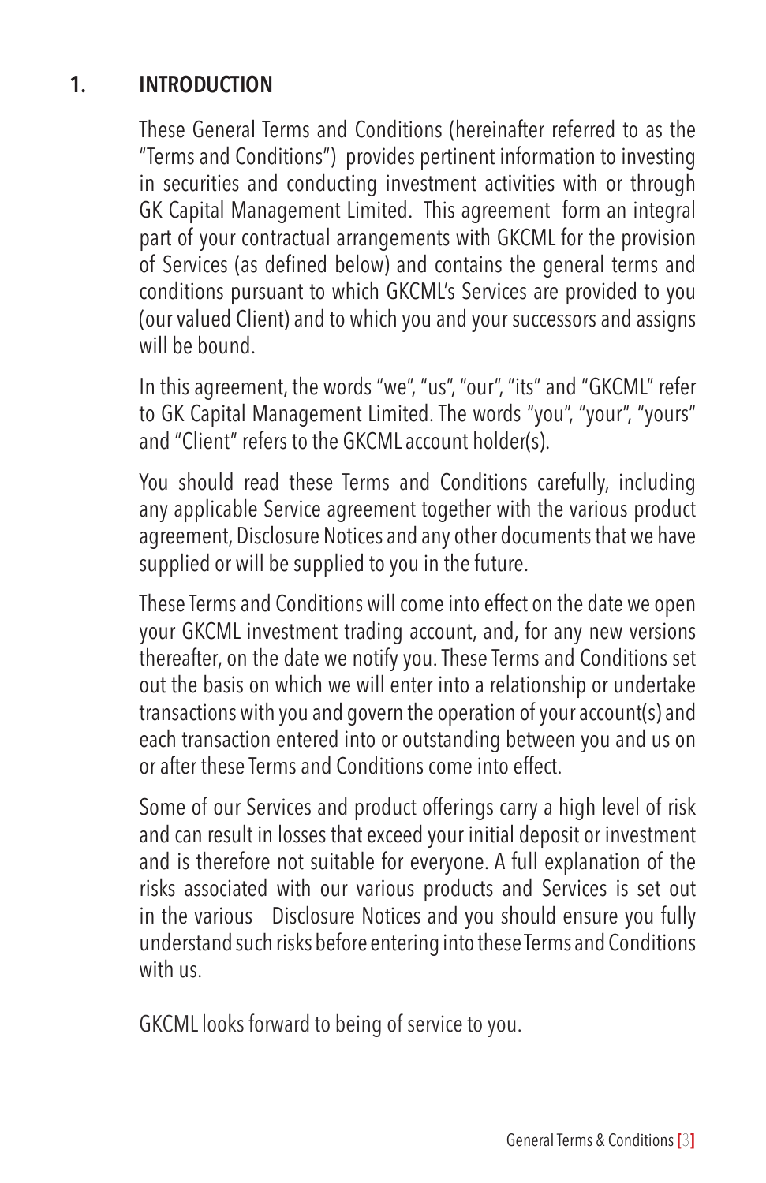## 1. INTRODUCTION

These General Terms and Conditions (hereinafter referred to as the "Terms and Conditions") provides pertinent information to investing in securities and conducting investment activities with or through GK Capital Management Limited. This agreement form an integral part of your contractual arrangements with GKCML for the provision of Services (as defined below) and contains the general terms and conditions pursuant to which GKCML's Services are provided to you (our valued Client) and to which you and your successors and assigns will be bound.

In this agreement, the words "we", "us", "our", "its" and "GKCML" refer to GK Capital Management Limited. The words "you", "your", "yours" and "Client" refers to the GKCML account holder(s).

You should read these Terms and Conditions carefully, including any applicable Service agreement together with the various product agreement, Disclosure Notices and any other documents that we have supplied or will be supplied to you in the future.

These Terms and Conditions will come into effect on the date we open your GKCML investment trading account, and, for any new versions thereafter, on the date we notify you. These Terms and Conditions set out the basis on which we will enter into a relationship or undertake transactions with you and govern the operation of your account(s) and each transaction entered into or outstanding between you and us on or after these Terms and Conditions come into effect.

Some of our Services and product offerings carry a high level of risk and can result in losses that exceed your initial deposit or investment and is therefore not suitable for everyone. A full explanation of the risks associated with our various products and Services is set out in the various Disclosure Notices and you should ensure you fully understand such risks before entering into these Terms and Conditions with us.

GKCML looks forward to being of service to you.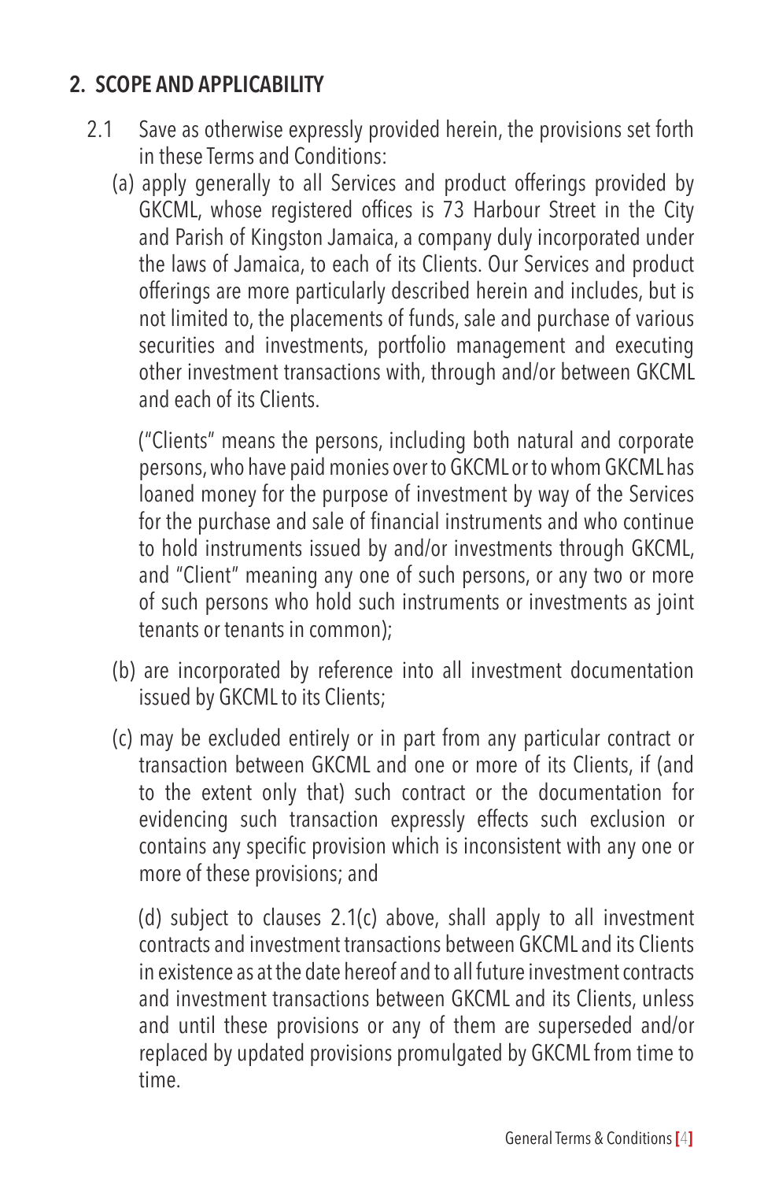## 2. SCOPE AND APPLICABILITY

2.1 Save as otherwise expressly provided herein, the provisions set forth in these Terms and Conditions:

(a) apply generally to all Services and product offerings provided by GKCML, whose registered offices is 73 Harbour Street in the City and Parish of Kingston Jamaica, a company duly incorporated under the laws of Jamaica, to each of its Clients. Our Services and product offerings are more particularly described herein and includes, but is not limited to, the placements of funds, sale and purchase of various securities and investments, portfolio management and executing other investment transactions with, through and/or between GKCML and each of its Clients.

("Clients" means the persons, including both natural and corporate persons, who have paid monies over to GKCML or to whom GKCML has loaned money for the purpose of investment by way of the Services for the purchase and sale of financial instruments and who continue to hold instruments issued by and/or investments through GKCML, and "Client" meaning any one of such persons, or any two or more of such persons who hold such instruments or investments as joint tenants or tenants in common);

(b) are incorporated by reference into all investment documentation issued by GKCML to its Clients;

(c) may be excluded entirely or in part from any particular contract or transaction between GKCML and one or more of its Clients, if (and to the extent only that) such contract or the documentation for evidencing such transaction expressly effects such exclusion or contains any specific provision which is inconsistent with any one or more of these provisions; and

(d) subject to clauses 2.1(c) above, shall apply to all investment contracts and investment transactions between GKCML and its Clients in existence as at the date hereof and to all future investment contracts and investment transactions between GKCML and its Clients, unless and until these provisions or any of them are superseded and/or replaced by updated provisions promulgated by GKCML from time to time.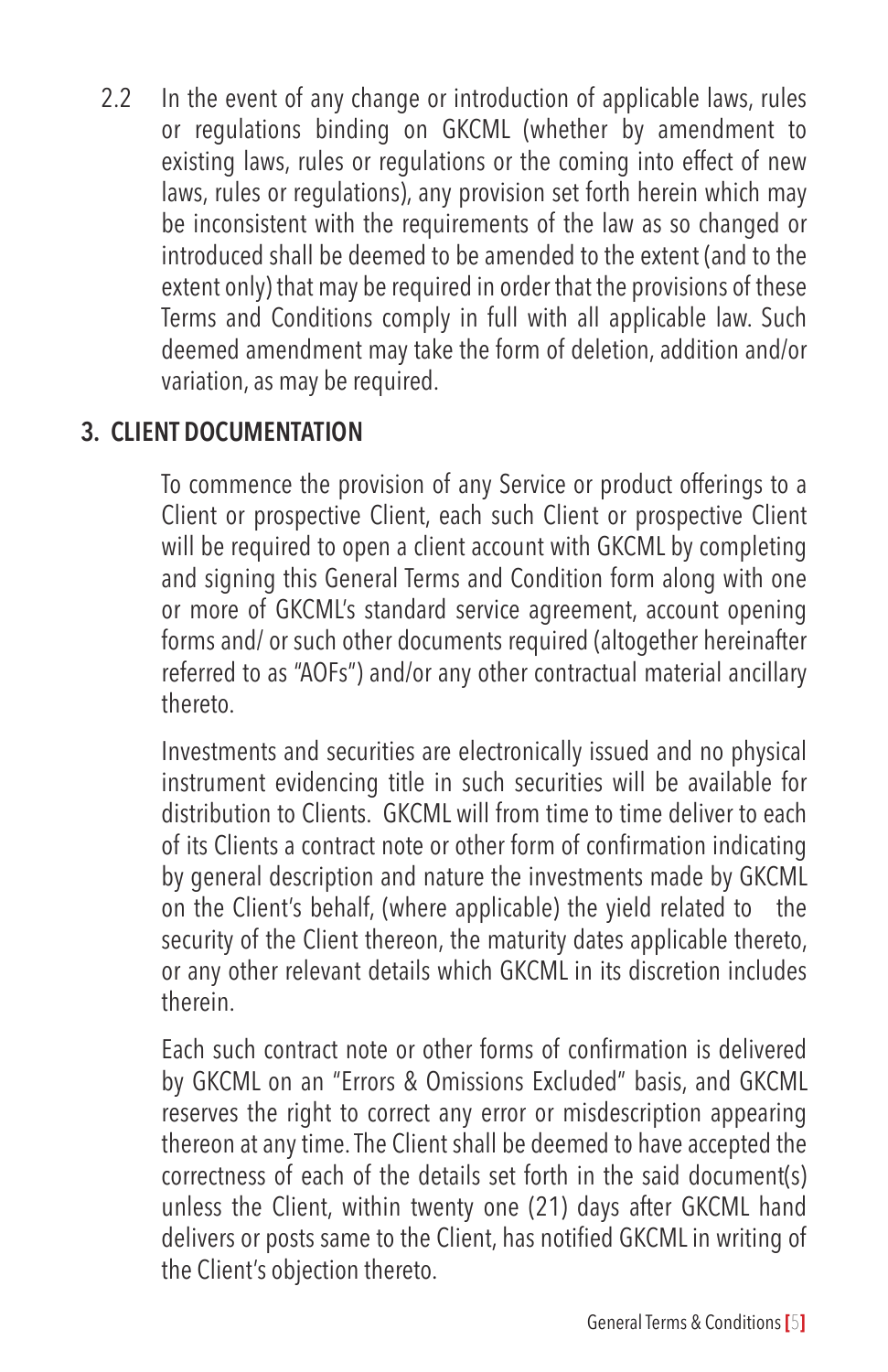2.2 In the event of any change or introduction of applicable laws, rules or regulations binding on GKCML (whether by amendment to existing laws, rules or regulations or the coming into effect of new laws, rules or regulations), any provision set forth herein which may be inconsistent with the requirements of the law as so changed or introduced shall be deemed to be amended to the extent (and to the extent only) that may be required in order that the provisions of these Terms and Conditions comply in full with all applicable law. Such deemed amendment may take the form of deletion, addition and/or variation, as may be required.

## 3. CLIENT DOCUMENTATION

To commence the provision of any Service or product offerings to a Client or prospective Client, each such Client or prospective Client will be required to open a client account with GKCML by completing and signing this General Terms and Condition form along with one or more of GKCML's standard service agreement, account opening forms and/ or such other documents required (altogether hereinafter referred to as "AOFs") and/or any other contractual material ancillary thereto.

Investments and securities are electronically issued and no physical instrument evidencing title in such securities will be available for distribution to Clients. GKCML will from time to time deliver to each of its Clients a contract note or other form of confirmation indicating by general description and nature the investments made by GKCML on the Client's behalf, (where applicable) the yield related to the security of the Client thereon, the maturity dates applicable thereto, or any other relevant details which GKCML in its discretion includes therein.

Each such contract note or other forms of confirmation is delivered by GKCML on an "Errors & Omissions Excluded" basis, and GKCML reserves the right to correct any error or misdescription appearing thereon at any time. The Client shall be deemed to have accepted the correctness of each of the details set forth in the said document(s) unless the Client, within twenty one (21) days after GKCML hand delivers or posts same to the Client, has notified GKCML in writing of the Client's objection thereto.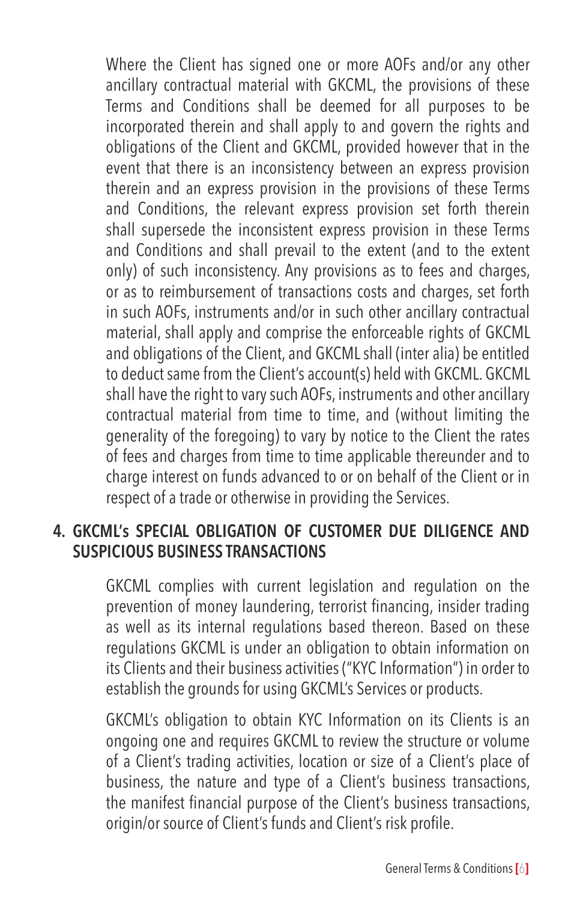Where the Client has signed one or more AOFs and/or any other ancillary contractual material with GKCML, the provisions of these Terms and Conditions shall be deemed for all purposes to be incorporated therein and shall apply to and govern the rights and obligations of the Client and GKCML, provided however that in the event that there is an inconsistency between an express provision therein and an express provision in the provisions of these Terms and Conditions, the relevant express provision set forth therein shall supersede the inconsistent express provision in these Terms and Conditions and shall prevail to the extent (and to the extent only) of such inconsistency. Any provisions as to fees and charges, or as to reimbursement of transactions costs and charges, set forth in such AOFs, instruments and/or in such other ancillary contractual material, shall apply and comprise the enforceable rights of GKCML and obligations of the Client, and GKCML shall (inter alia) be entitled to deduct same from the Client's account(s) held with GKCML. GKCML shall have the right to vary such AOFs, instruments and other ancillary contractual material from time to time, and (without limiting the generality of the foregoing) to vary by notice to the Client the rates of fees and charges from time to time applicable thereunder and to charge interest on funds advanced to or on behalf of the Client or in respect of a trade or otherwise in providing the Services.

## 4. GKCML's SPECIAL OBLIGATION OF CUSTOMER DUE DILIGENCE AND SUSPICIOUS BUSINESS TRANSACTIONS

GKCML complies with current legislation and regulation on the prevention of money laundering, terrorist financing, insider trading as well as its internal regulations based thereon. Based on these regulations GKCML is under an obligation to obtain information on its Clients and their business activities ("KYC Information") in order to establish the grounds for using GKCML's Services or products.

GKCML's obligation to obtain KYC Information on its Clients is an ongoing one and requires GKCML to review the structure or volume of a Client's trading activities, location or size of a Client's place of business, the nature and type of a Client's business transactions, the manifest financial purpose of the Client's business transactions, origin/or source of Client's funds and Client's risk profile.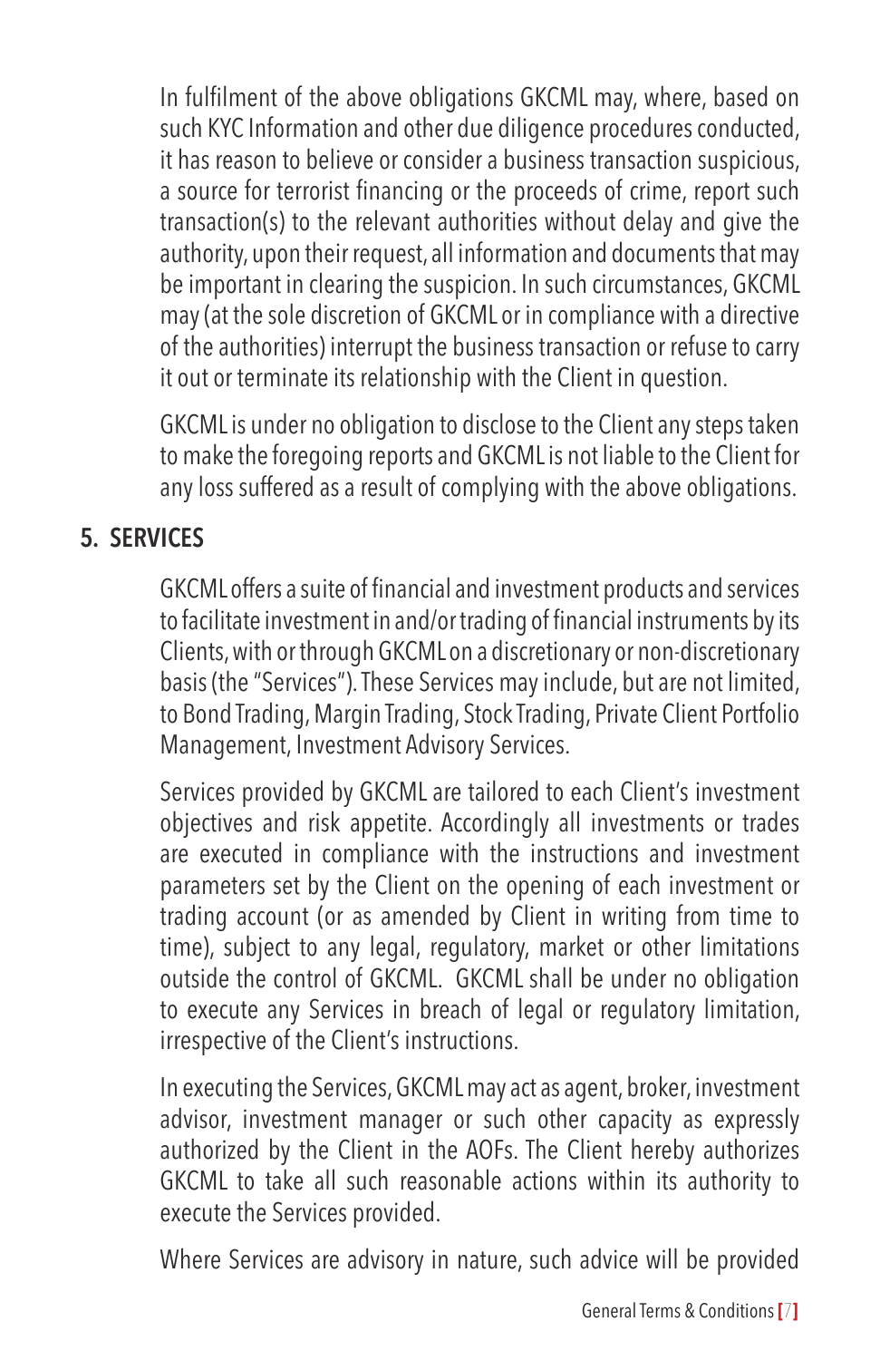In fulfilment of the above obligations GKCML may, where, based on such KYC Information and other due diligence procedures conducted, it has reason to believe or consider a business transaction suspicious, a source for terrorist financing or the proceeds of crime, report such transaction(s) to the relevant authorities without delay and give the authority, upon their request, all information and documents that may be important in clearing the suspicion. In such circumstances, GKCML may (at the sole discretion of GKCML or in compliance with a directive of the authorities) interrupt the business transaction or refuse to carry it out or terminate its relationship with the Client in question.

GKCML is under no obligation to disclose to the Client any steps taken to make the foregoing reports and GKCML is not liable to the Client for any loss suffered as a result of complying with the above obligations.

## 5. SERVICES

GKCML offers a suite of financial and investment products and services to facilitate investment in and/or trading of financial instruments by its Clients, with or through GKCML on a discretionary or non-discretionary basis (the "Services"). These Services may include, but are not limited, to Bond Trading, Margin Trading, Stock Trading, Private Client Portfolio Management, Investment Advisory Services.

Services provided by GKCML are tailored to each Client's investment objectives and risk appetite. Accordingly all investments or trades are executed in compliance with the instructions and investment parameters set by the Client on the opening of each investment or trading account (or as amended by Client in writing from time to time), subject to any legal, regulatory, market or other limitations outside the control of GKCML. GKCML shall be under no obligation to execute any Services in breach of legal or regulatory limitation, irrespective of the Client's instructions.

In executing the Services, GKCML may act as agent, broker, investment advisor, investment manager or such other capacity as expressly authorized by the Client in the AOFs. The Client hereby authorizes GKCML to take all such reasonable actions within its authority to execute the Services provided.

Where Services are advisory in nature, such advice will be provided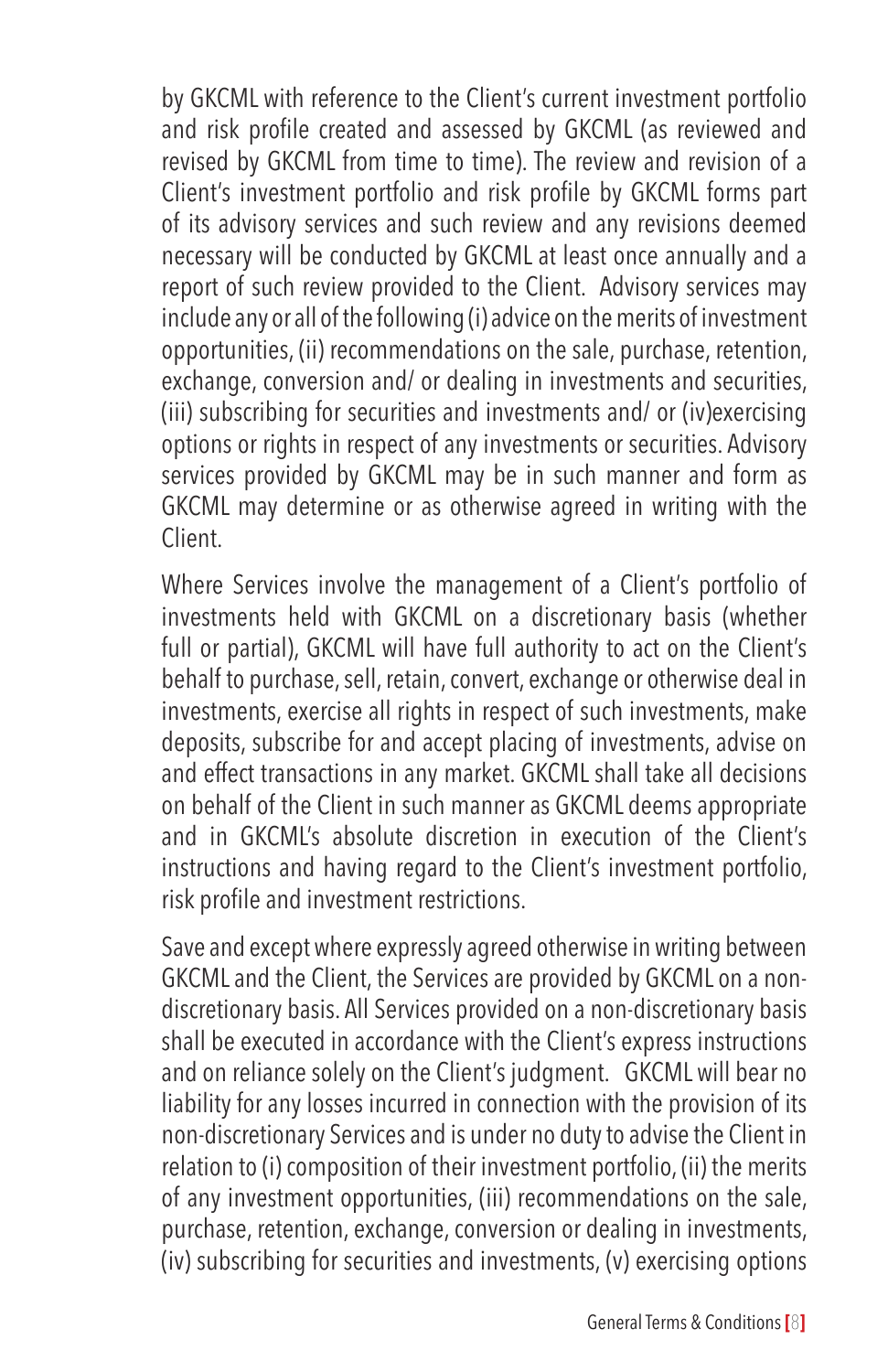by GKCML with reference to the Client's current investment portfolio and risk profile created and assessed by GKCML (as reviewed and revised by GKCML from time to time). The review and revision of a Client's investment portfolio and risk profile by GKCML forms part of its advisory services and such review and any revisions deemed necessary will be conducted by GKCML at least once annually and a report of such review provided to the Client. Advisory services may include any or all of the following (i) advice on the merits of investment opportunities, (ii) recommendations on the sale, purchase, retention, exchange, conversion and/ or dealing in investments and securities, (iii) subscribing for securities and investments and/ or (iv)exercising options or rights in respect of any investments or securities. Advisory services provided by GKCML may be in such manner and form as GKCML may determine or as otherwise agreed in writing with the Client.

Where Services involve the management of a Client's portfolio of investments held with GKCML on a discretionary basis (whether full or partial), GKCML will have full authority to act on the Client's behalf to purchase, sell, retain, convert, exchange or otherwise deal in investments, exercise all rights in respect of such investments, make deposits, subscribe for and accept placing of investments, advise on and effect transactions in any market. GKCML shall take all decisions on behalf of the Client in such manner as GKCML deems appropriate and in GKCML's absolute discretion in execution of the Client's instructions and having regard to the Client's investment portfolio, risk profile and investment restrictions.

Save and except where expressly agreed otherwise in writing between GKCML and the Client, the Services are provided by GKCML on a non-discretionary basis. All Services provided on a non-discretionary basis shall be executed in accordance with the Client's express instructions and on reliance solely on the Client's judgment. GKCML will bear no liability for any losses incurred in connection with the provision of its non-discretionary Services and is under no duty to advise the Client in relation to (i) composition of their investment portfolio, (ii) the merits of any investment opportunities, (iii) recommendations on the sale, purchase, retention, exchange, conversion or dealing in investments, (iv) subscribing for securities and investments, (v) exercising options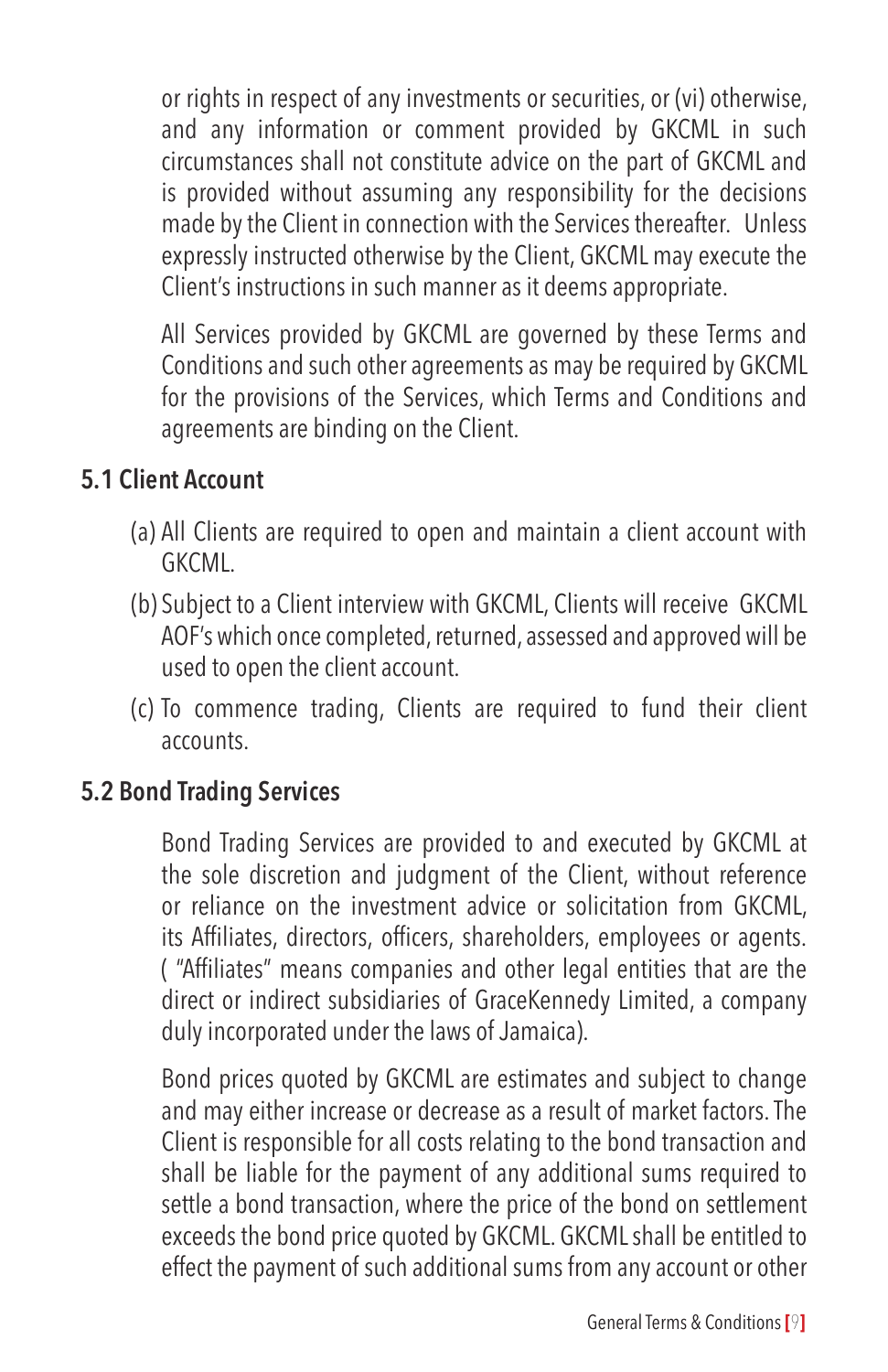or rights in respect of any investments or securities, or (vi) otherwise, and any information or comment provided by GKCML in such circumstances shall not constitute advice on the part of GKCML and is provided without assuming any responsibility for the decisions made by the Client in connection with the Services thereafter. Unless expressly instructed otherwise by the Client, GKCML may execute the Client's instructions in such manner as it deems appropriate.

All Services provided by GKCML are governed by these Terms and Conditions and such other agreements as may be required by GKCML for the provisions of the Services, which Terms and Conditions and agreements are binding on the Client.

### 5.1 Client Account

(a) All Clients are required to open and maintain a client account with GKCML.

(b) Subject to a Client interview with GKCML, Clients will receive GKCML AOF's which once completed, returned, assessed and approved will be used to open the client account.

(c) To commence trading, Clients are required to fund their client accounts.

### 5.2 Bond Trading Services

Bond Trading Services are provided to and executed by GKCML at the sole discretion and judgment of the Client, without reference or reliance on the investment advice or solicitation from GKCML, its Affiliates, directors, officers, shareholders, employees or agents. ( "Affiliates" means companies and other legal entities that are the direct or indirect subsidiaries of GraceKennedy Limited, a company duly incorporated under the laws of Jamaica).

Bond prices quoted by GKCML are estimates and subject to change and may either increase or decrease as a result of market factors. The Client is responsible for all costs relating to the bond transaction and shall be liable for the payment of any additional sums required to settle a bond transaction, where the price of the bond on settlement exceeds the bond price quoted by GKCML. GKCML shall be entitled to effect the payment of such additional sums from any account or other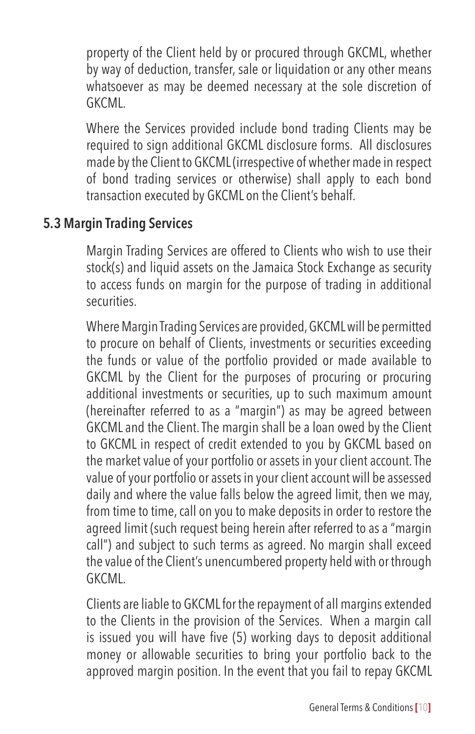property of the Client held by or procured through GKCML, whether by way of deduction, transfer, sale or liquidation or any other means whatsoever as may be deemed necessary at the sole discretion of GKCML.

Where the Services provided include bond trading Clients may be required to sign additional GKCML disclosure forms. All disclosures made by the Client to GKCML (irrespective of whether made in respect of bond trading services or otherwise) shall apply to each bond transaction executed by GKCML on the Client's behalf.

### 5.3 Margin Trading Services

Margin Trading Services are offered to Clients who wish to use their stock(s) and liquid assets on the Jamaica Stock Exchange as security to access funds on margin for the purpose of trading in additional securities.

Where Margin Trading Services are provided, GKCML will be permitted to procure on behalf of Clients, investments or securities exceeding the funds or value of the portfolio provided or made available to GKCML by the Client for the purposes of procuring or procuring additional investments or securities, up to such maximum amount (hereinafter referred to as a "margin") as may be agreed between GKCML and the Client. The margin shall be a loan owed by the Client to GKCML in respect of credit extended to you by GKCML based on the market value of your portfolio or assets in your client account. The value of your portfolio or assets in your client account will be assessed daily and where the value falls below the agreed limit, then we may, from time to time, call on you to make deposits in order to restore the agreed limit (such request being herein after referred to as a "margin call") and subject to such terms as agreed. No margin shall exceed the value of the Client's unencumbered property held with or through GKCML.

Clients are liable to GKCML for the repayment of all margins extended to the Clients in the provision of the Services. When a margin call is issued you will have five (5) working days to deposit additional money or allowable securities to bring your portfolio back to the approved margin position. In the event that you fail to repay GKCML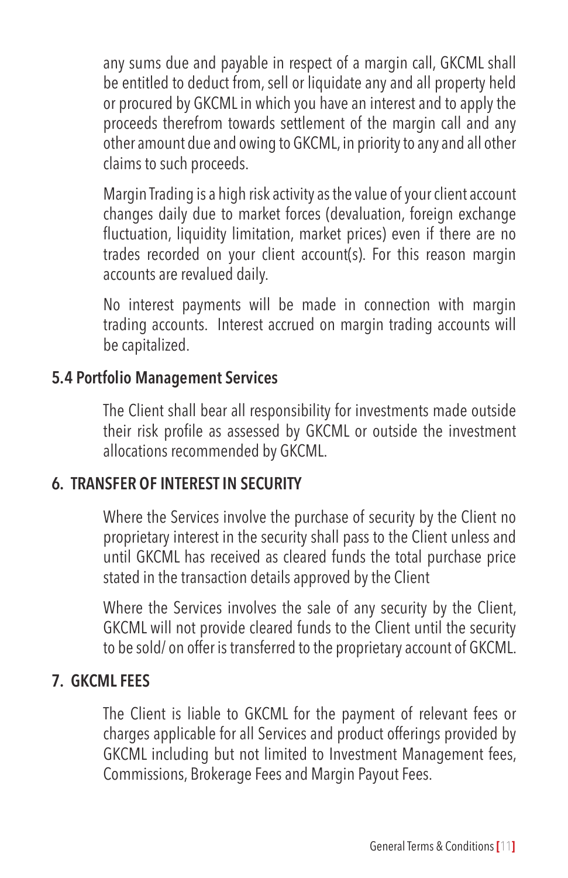any sums due and payable in respect of a margin call, GKCML shall be entitled to deduct from, sell or liquidate any and all property held or procured by GKCML in which you have an interest and to apply the proceeds therefrom towards settlement of the margin call and any other amount due and owing to GKCML, in priority to any and all other claims to such proceeds.

Margin Trading is a high risk activity as the value of your client account changes daily due to market forces (devaluation, foreign exchange fluctuation, liquidity limitation, market prices) even if there are no trades recorded on your client account(s). For this reason margin accounts are revalued daily.

No interest payments will be made in connection with margin trading accounts. Interest accrued on margin trading accounts will be capitalized.

### 5.4 Portfolio Management Services

The Client shall bear all responsibility for investments made outside their risk profile as assessed by GKCML or outside the investment allocations recommended by GKCML.

## 6. TRANSFER OF INTEREST IN SECURITY

Where the Services involve the purchase of security by the Client no proprietary interest in the security shall pass to the Client unless and until GKCML has received as cleared funds the total purchase price stated in the transaction details approved by the Client

Where the Services involves the sale of any security by the Client, GKCML will not provide cleared funds to the Client until the security to be sold/ on offer is transferred to the proprietary account of GKCML.

## 7. GKCML FEES

The Client is liable to GKCML for the payment of relevant fees or charges applicable for all Services and product offerings provided by GKCML including but not limited to Investment Management fees, Commissions, Brokerage Fees and Margin Payout Fees.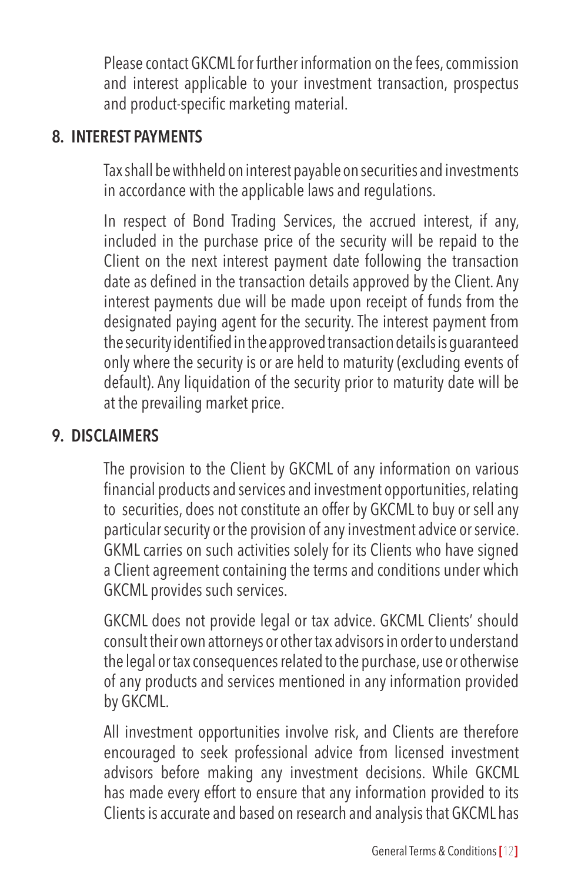Please contact GKCML for further information on the fees, commission and interest applicable to your investment transaction, prospectus and product-specific marketing material.

## 8. INTEREST PAYMENTS

Tax shall be withheld on interest payable on securities and investments in accordance with the applicable laws and regulations.

In respect of Bond Trading Services, the accrued interest, if any, included in the purchase price of the security will be repaid to the Client on the next interest payment date following the transaction date as defined in the transaction details approved by the Client. Any interest payments due will be made upon receipt of funds from the designated paying agent for the security. The interest payment from the security identified in the approved transaction details is guaranteed only where the security is or are held to maturity (excluding events of default). Any liquidation of the security prior to maturity date will be at the prevailing market price.

## 9. DISCLAIMERS

The provision to the Client by GKCML of any information on various financial products and services and investment opportunities, relating to securities, does not constitute an offer by GKCML to buy or sell any particular security or the provision of any investment advice or service. GKML carries on such activities solely for its Clients who have signed a Client agreement containing the terms and conditions under which GKCML provides such services.

GKCML does not provide legal or tax advice. GKCML Clients' should consult their own attorneys or other tax advisors in order to understand the legal or tax consequences related to the purchase, use or otherwise of any products and services mentioned in any information provided by GKCML.

All investment opportunities involve risk, and Clients are therefore encouraged to seek professional advice from licensed investment advisors before making any investment decisions. While GKCML has made every effort to ensure that any information provided to its Clients is accurate and based on research and analysis that GKCML has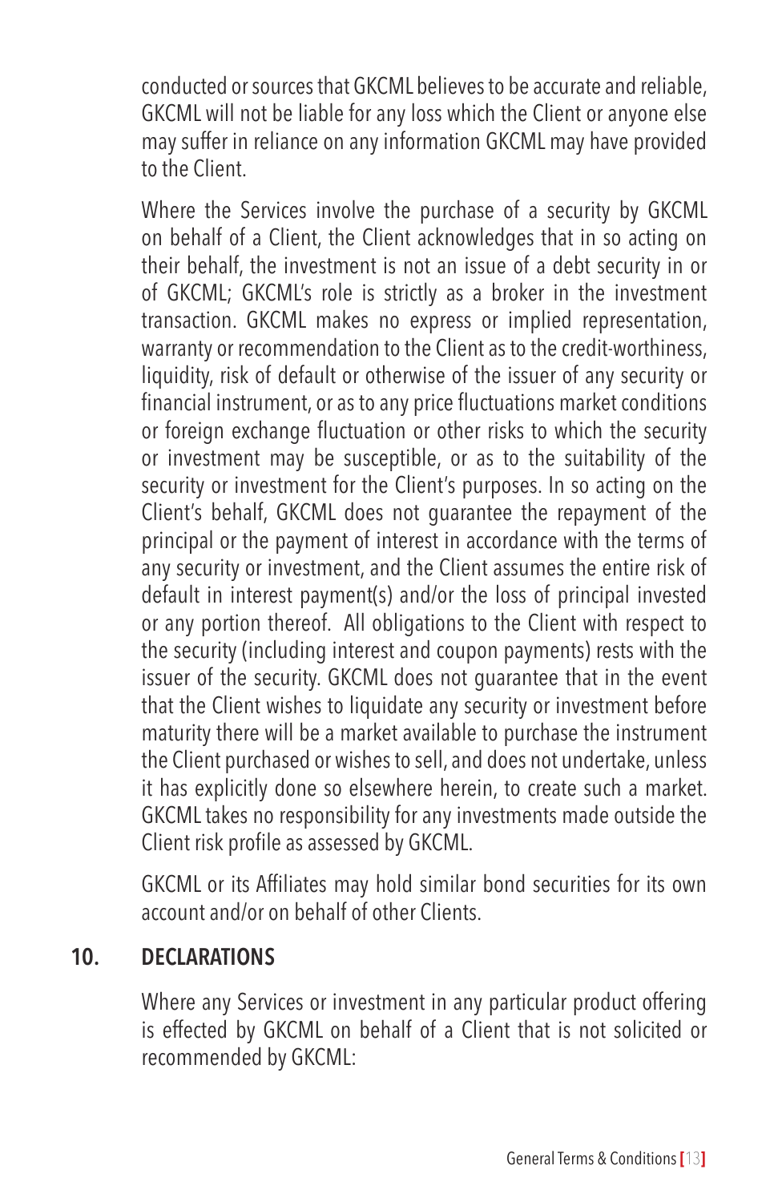conducted or sources that GKCML believes to be accurate and reliable, GKCML will not be liable for any loss which the Client or anyone else may suffer in reliance on any information GKCML may have provided to the Client.

Where the Services involve the purchase of a security by GKCML on behalf of a Client, the Client acknowledges that in so acting on their behalf, the investment is not an issue of a debt security in or of GKCML; GKCML's role is strictly as a broker in the investment transaction. GKCML makes no express or implied representation, warranty or recommendation to the Client as to the credit-worthiness, liquidity, risk of default or otherwise of the issuer of any security or financial instrument, or as to any price fluctuations market conditions or foreign exchange fluctuation or other risks to which the security or investment may be susceptible, or as to the suitability of the security or investment for the Client's purposes. In so acting on the Client's behalf, GKCML does not guarantee the repayment of the principal or the payment of interest in accordance with the terms of any security or investment, and the Client assumes the entire risk of default in interest payment(s) and/or the loss of principal invested or any portion thereof. All obligations to the Client with respect to the security (including interest and coupon payments) rests with the issuer of the security. GKCML does not guarantee that in the event that the Client wishes to liquidate any security or investment before maturity there will be a market available to purchase the instrument the Client purchased or wishes to sell, and does not undertake, unless it has explicitly done so elsewhere herein, to create such a market. GKCML takes no responsibility for any investments made outside the Client risk profile as assessed by GKCML.

GKCML or its Affiliates may hold similar bond securities for its own account and/or on behalf of other Clients.

## 10. DECLARATIONS

Where any Services or investment in any particular product offering is effected by GKCML on behalf of a Client that is not solicited or recommended by GKCML: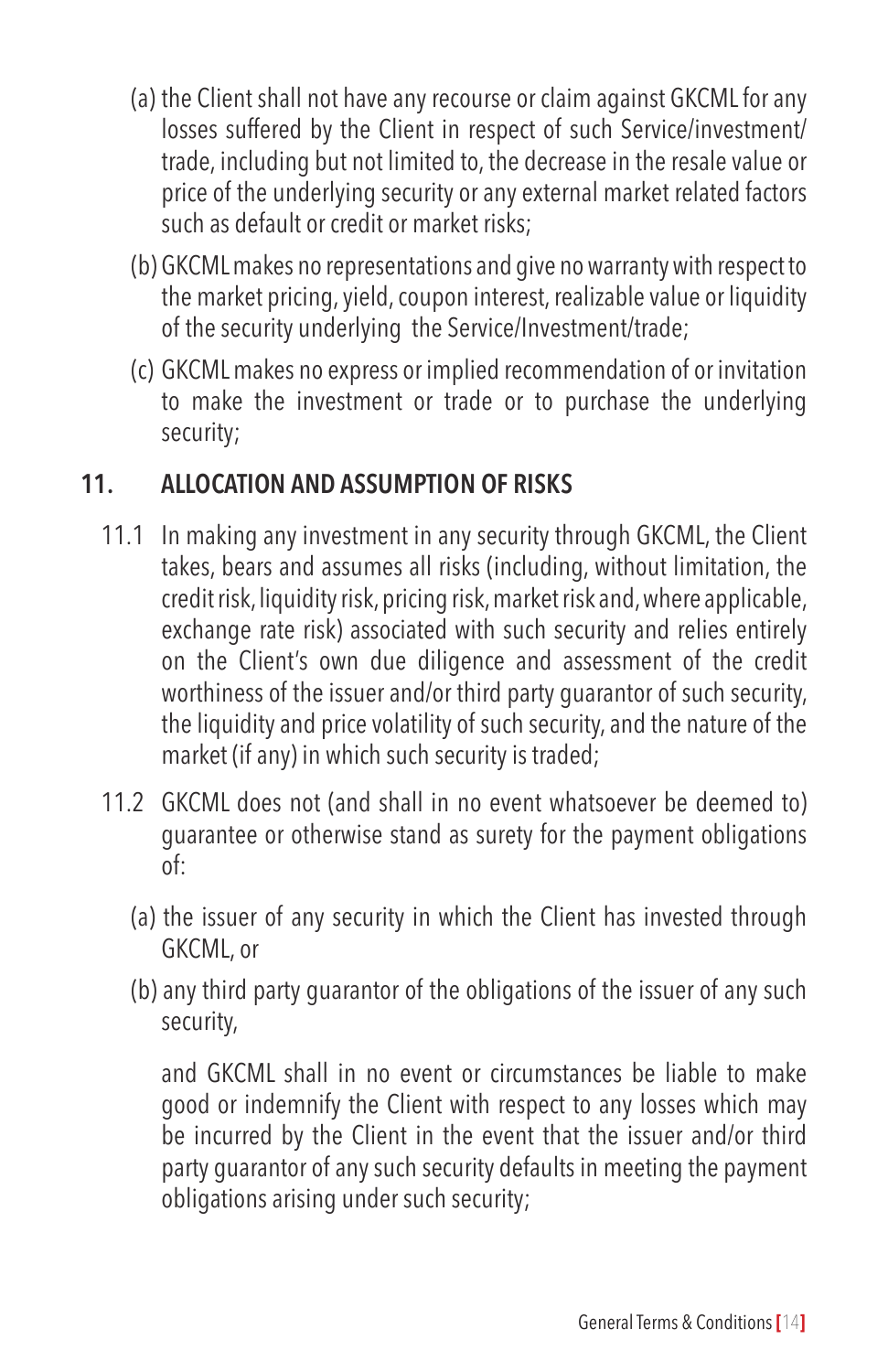(a) the Client shall not have any recourse or claim against GKCML for any losses suffered by the Client in respect of such Service/investment/ trade, including but not limited to, the decrease in the resale value or price of the underlying security or any external market related factors such as default or credit or market risks;

(b) GKCML makes no representations and give no warranty with respect to the market pricing, yield, coupon interest, realizable value or liquidity of the security underlying the Service/Investment/trade;

(c) GKCML makes no express or implied recommendation of or invitation to make the investment or trade or to purchase the underlying security;

## 11. ALLOCATION AND ASSUMPTION OF RISKS

11.1 In making any investment in any security through GKCML, the Client takes, bears and assumes all risks (including, without limitation, the credit risk, liquidity risk, pricing risk, market risk and, where applicable, exchange rate risk) associated with such security and relies entirely on the Client's own due diligence and assessment of the credit worthiness of the issuer and/or third party guarantor of such security, the liquidity and price volatility of such security, and the nature of the market (if any) in which such security is traded;

11.2 GKCML does not (and shall in no event whatsoever be deemed to) guarantee or otherwise stand as surety for the payment obligations of:

(a) the issuer of any security in which the Client has invested through GKCML, or

(b) any third party guarantor of the obligations of the issuer of any such security,

and GKCML shall in no event or circumstances be liable to make good or indemnify the Client with respect to any losses which may be incurred by the Client in the event that the issuer and/or third party guarantor of any such security defaults in meeting the payment obligations arising under such security;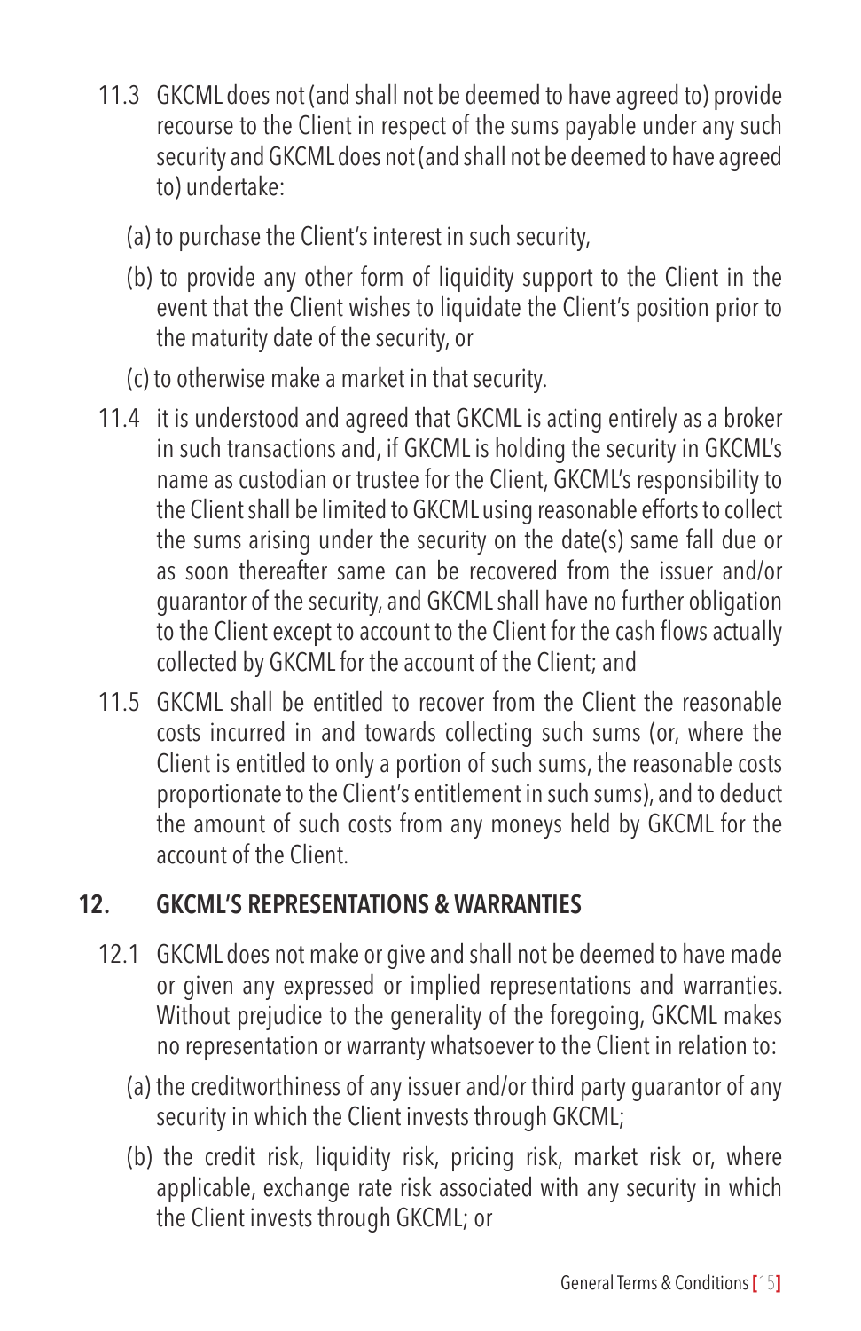11.3 GKCML does not (and shall not be deemed to have agreed to) provide recourse to the Client in respect of the sums payable under any such security and GKCML does not (and shall not be deemed to have agreed to) undertake:

(a) to purchase the Client's interest in such security,

(b) to provide any other form of liquidity support to the Client in the event that the Client wishes to liquidate the Client's position prior to the maturity date of the security, or

(c) to otherwise make a market in that security.

11.4 it is understood and agreed that GKCML is acting entirely as a broker in such transactions and, if GKCML is holding the security in GKCML's name as custodian or trustee for the Client, GKCML's responsibility to the Client shall be limited to GKCML using reasonable efforts to collect the sums arising under the security on the date(s) same fall due or as soon thereafter same can be recovered from the issuer and/or guarantor of the security, and GKCML shall have no further obligation to the Client except to account to the Client for the cash flows actually collected by GKCML for the account of the Client; and

11.5 GKCML shall be entitled to recover from the Client the reasonable costs incurred in and towards collecting such sums (or, where the Client is entitled to only a portion of such sums, the reasonable costs proportionate to the Client's entitlement in such sums), and to deduct the amount of such costs from any moneys held by GKCML for the account of the Client.

## 12. GKCML'S REPRESENTATIONS & WARRANTIES

12.1 GKCML does not make or give and shall not be deemed to have made or given any expressed or implied representations and warranties. Without prejudice to the generality of the foregoing, GKCML makes no representation or warranty whatsoever to the Client in relation to:

(a) the creditworthiness of any issuer and/or third party guarantor of any security in which the Client invests through GKCML;

(b) the credit risk, liquidity risk, pricing risk, market risk or, where applicable, exchange rate risk associated with any security in which the Client invests through GKCML; or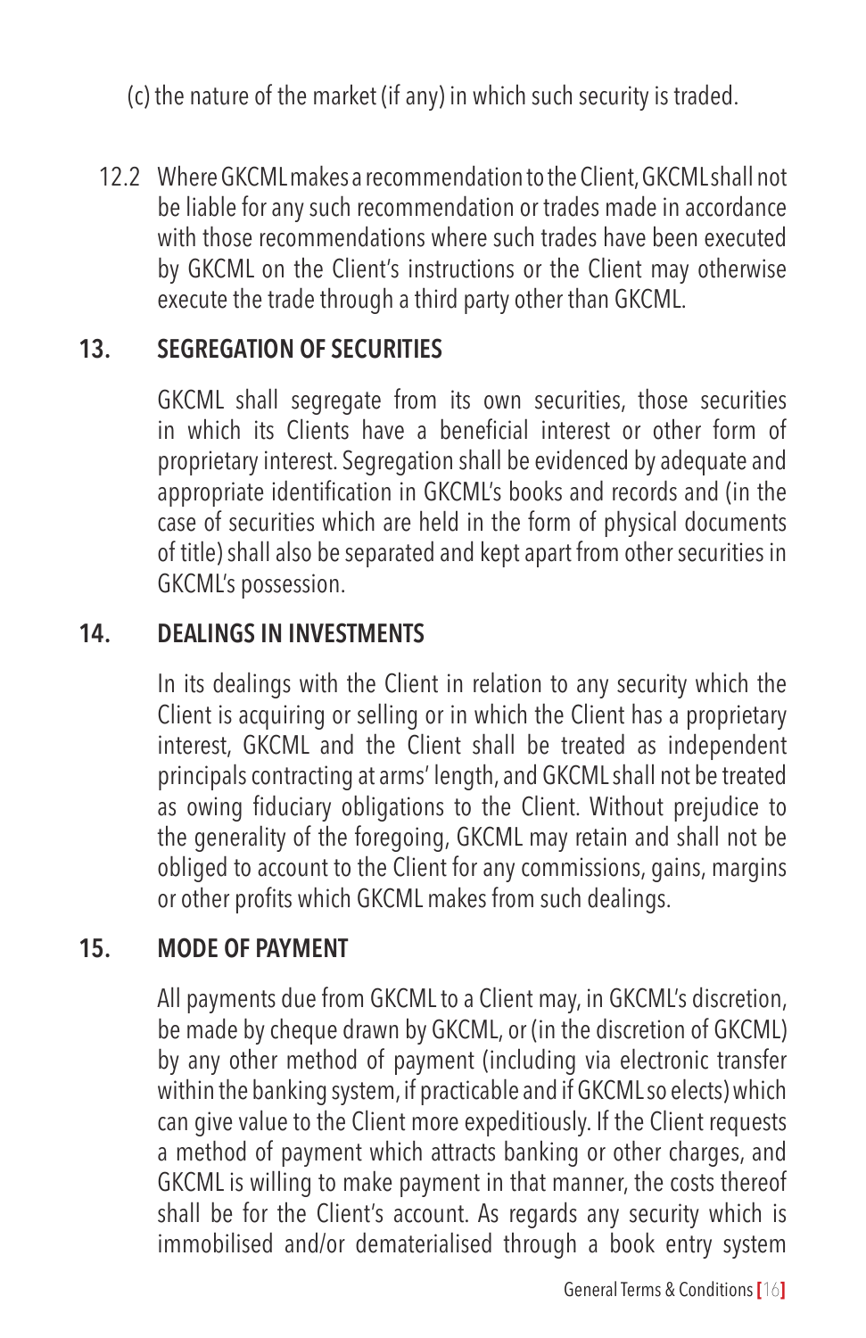(c) the nature of the market (if any) in which such security is traded.

12.2 Where GKCML makes a recommendation to the Client, GKCML shall not be liable for any such recommendation or trades made in accordance with those recommendations where such trades have been executed by GKCML on the Client's instructions or the Client may otherwise execute the trade through a third party other than GKCML.

## 13. SEGREGATION OF SECURITIES

GKCML shall segregate from its own securities, those securities in which its Clients have a beneficial interest or other form of proprietary interest. Segregation shall be evidenced by adequate and appropriate identification in GKCML's books and records and (in the case of securities which are held in the form of physical documents of title) shall also be separated and kept apart from other securities in GKCML's possession.

## 14. DEALINGS IN INVESTMENTS

In its dealings with the Client in relation to any security which the Client is acquiring or selling or in which the Client has a proprietary interest, GKCML and the Client shall be treated as independent principals contracting at arms' length, and GKCML shall not be treated as owing fiduciary obligations to the Client. Without prejudice to the generality of the foregoing, GKCML may retain and shall not be obliged to account to the Client for any commissions, gains, margins or other profits which GKCML makes from such dealings.

## 15. MODE OF PAYMENT

All payments due from GKCML to a Client may, in GKCML's discretion, be made by cheque drawn by GKCML, or (in the discretion of GKCML) by any other method of payment (including via electronic transfer within the banking system, if practicable and if GKCML so elects) which can give value to the Client more expeditiously. If the Client requests a method of payment which attracts banking or other charges, and GKCML is willing to make payment in that manner, the costs thereof shall be for the Client's account. As regards any security which is immobilised and/or dematerialised through a book entry system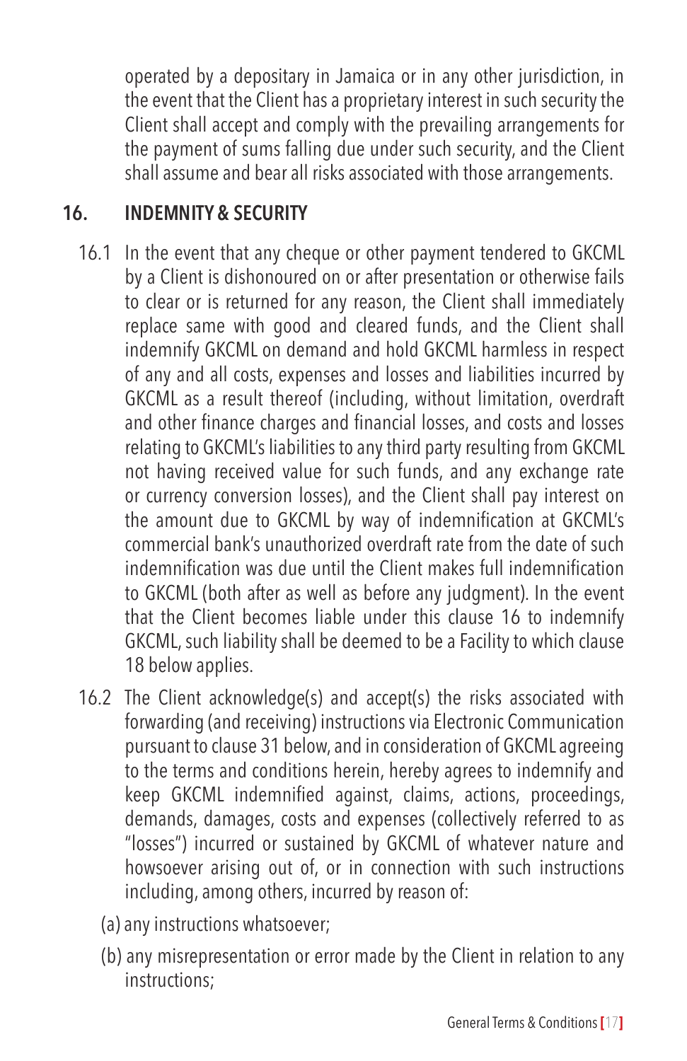operated by a depositary in Jamaica or in any other jurisdiction, in the event that the Client has a proprietary interest in such security the Client shall accept and comply with the prevailing arrangements for the payment of sums falling due under such security, and the Client shall assume and bear all risks associated with those arrangements.

## 16. INDEMNITY & SECURITY

16.1 In the event that any cheque or other payment tendered to GKCML by a Client is dishonoured on or after presentation or otherwise fails to clear or is returned for any reason, the Client shall immediately replace same with good and cleared funds, and the Client shall indemnify GKCML on demand and hold GKCML harmless in respect of any and all costs, expenses and losses and liabilities incurred by GKCML as a result thereof (including, without limitation, overdraft and other finance charges and financial losses, and costs and losses relating to GKCML's liabilities to any third party resulting from GKCML not having received value for such funds, and any exchange rate or currency conversion losses), and the Client shall pay interest on the amount due to GKCML by way of indemnification at GKCML's commercial bank's unauthorized overdraft rate from the date of such indemnification was due until the Client makes full indemnification to GKCML (both after as well as before any judgment). In the event that the Client becomes liable under this clause 16 to indemnify GKCML, such liability shall be deemed to be a Facility to which clause 18 below applies.

16.2 The Client acknowledge(s) and accept(s) the risks associated with forwarding (and receiving) instructions via Electronic Communication pursuant to clause 31 below, and in consideration of GKCML agreeing to the terms and conditions herein, hereby agrees to indemnify and keep GKCML indemnified against, claims, actions, proceedings, demands, damages, costs and expenses (collectively referred to as "losses") incurred or sustained by GKCML of whatever nature and howsoever arising out of, or in connection with such instructions including, among others, incurred by reason of:

(a) any instructions whatsoever;

(b) any misrepresentation or error made by the Client in relation to any instructions;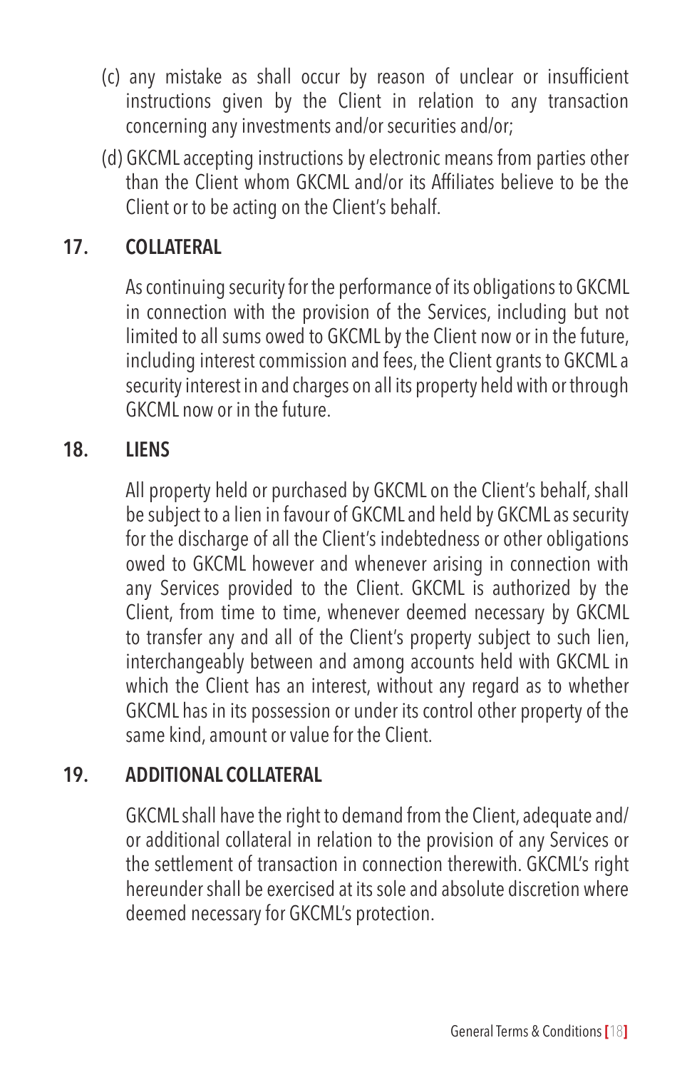(c) any mistake as shall occur by reason of unclear or insufficient instructions given by the Client in relation to any transaction concerning any investments and/or securities and/or;

(d) GKCML accepting instructions by electronic means from parties other than the Client whom GKCML and/or its Affiliates believe to be the Client or to be acting on the Client's behalf.

## 17. COLLATERAL

As continuing security for the performance of its obligations to GKCML in connection with the provision of the Services, including but not limited to all sums owed to GKCML by the Client now or in the future, including interest commission and fees, the Client grants to GKCML a security interest in and charges on all its property held with or through GKCML now or in the future.

## 18. LIENS

All property held or purchased by GKCML on the Client's behalf, shall be subject to a lien in favour of GKCML and held by GKCML as security for the discharge of all the Client's indebtedness or other obligations owed to GKCML however and whenever arising in connection with any Services provided to the Client. GKCML is authorized by the Client, from time to time, whenever deemed necessary by GKCML to transfer any and all of the Client's property subject to such lien, interchangeably between and among accounts held with GKCML in which the Client has an interest, without any regard as to whether GKCML has in its possession or under its control other property of the same kind, amount or value for the Client.

## 19. ADDITIONAL COLLATERAL

GKCML shall have the right to demand from the Client, adequate and/or additional collateral in relation to the provision of any Services or the settlement of transaction in connection therewith. GKCML's right hereunder shall be exercised at its sole and absolute discretion where deemed necessary for GKCML's protection.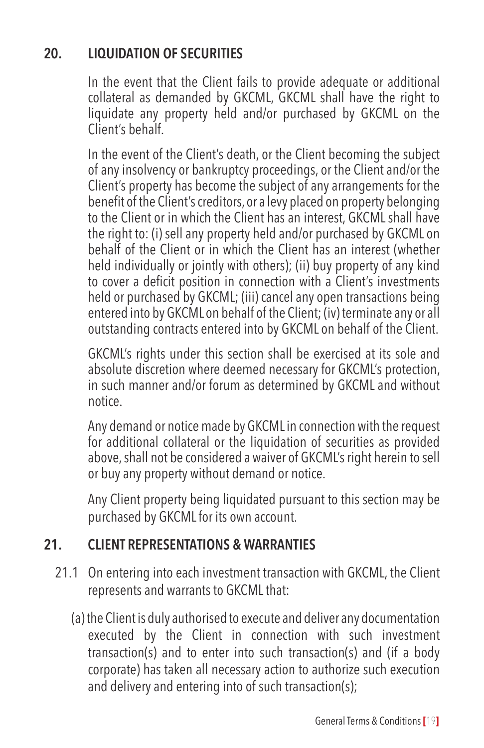## 20. LIQUIDATION OF SECURITIES

In the event that the Client fails to provide adequate or additional collateral as demanded by GKCML, GKCML shall have the right to liquidate any property held and/or purchased by GKCML on the Client's behalf.

In the event of the Client's death, or the Client becoming the subject of any insolvency or bankruptcy proceedings, or the Client and/or the Client's property has become the subject of any arrangements for the benefit of the Client's creditors, or a levy placed on property belonging to the Client or in which the Client has an interest, GKCML shall have the right to: (i) sell any property held and/or purchased by GKCML on behalf of the Client or in which the Client has an interest (whether held individually or jointly with others); (ii) buy property of any kind to cover a deficit position in connection with a Client's investments held or purchased by GKCML; (iii) cancel any open transactions being entered into by GKCML on behalf of the Client; (iv) terminate any or all outstanding contracts entered into by GKCML on behalf of the Client.

GKCML's rights under this section shall be exercised at its sole and absolute discretion where deemed necessary for GKCML's protection, in such manner and/or forum as determined by GKCML and without notice.

Any demand or notice made by GKCML in connection with the request for additional collateral or the liquidation of securities as provided above, shall not be considered a waiver of GKCML's right herein to sell or buy any property without demand or notice.

Any Client property being liquidated pursuant to this section may be purchased by GKCML for its own account.

## 21. CLIENT REPRESENTATIONS & WARRANTIES

21.1 On entering into each investment transaction with GKCML, the Client represents and warrants to GKCML that:

(a) the Client is duly authorised to execute and deliver any documentation executed by the Client in connection with such investment transaction(s) and to enter into such transaction(s) and (if a body corporate) has taken all necessary action to authorize such execution and delivery and entering into of such transaction(s);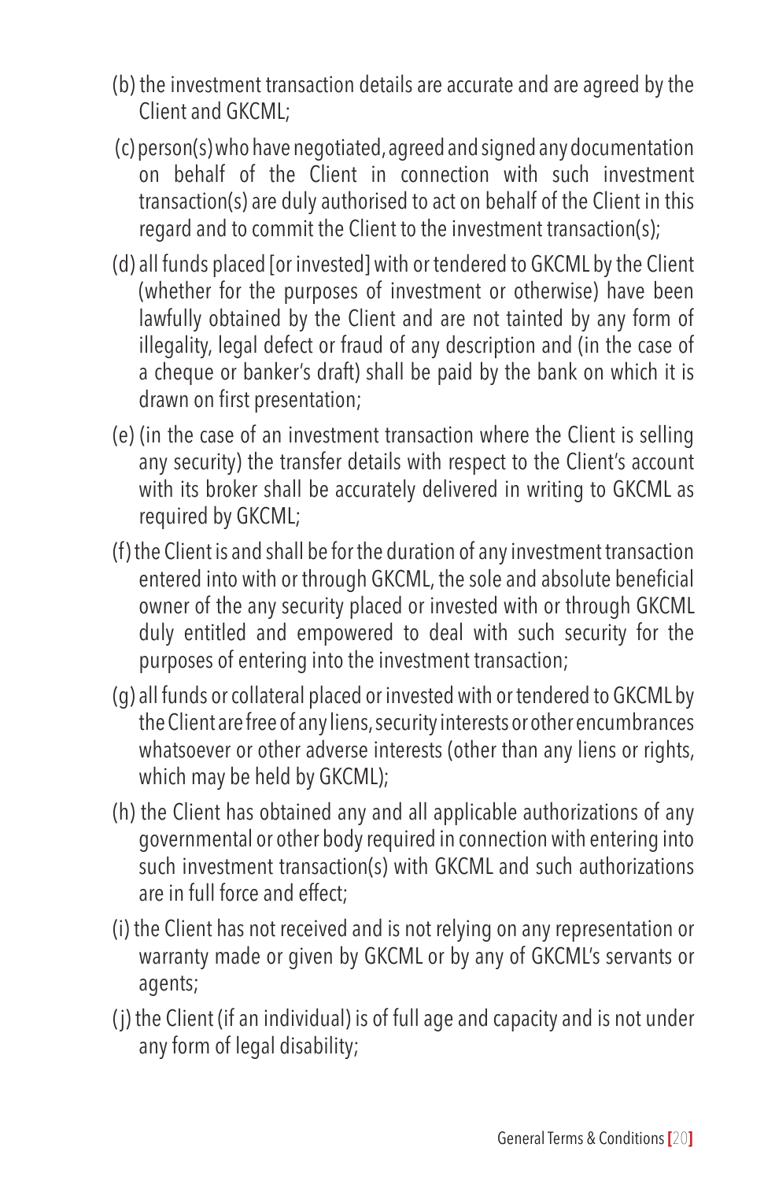(b) the investment transaction details are accurate and are agreed by the Client and GKCML;

(c) person(s) who have negotiated, agreed and signed any documentation on behalf of the Client in connection with such investment transaction(s) are duly authorised to act on behalf of the Client in this regard and to commit the Client to the investment transaction(s);

(d) all funds placed [or invested] with or tendered to GKCML by the Client (whether for the purposes of investment or otherwise) have been lawfully obtained by the Client and are not tainted by any form of illegality, legal defect or fraud of any description and (in the case of a cheque or banker's draft) shall be paid by the bank on which it is drawn on first presentation;

(e) (in the case of an investment transaction where the Client is selling any security) the transfer details with respect to the Client's account with its broker shall be accurately delivered in writing to GKCML as required by GKCML;

(f) the Client is and shall be for the duration of any investment transaction entered into with or through GKCML, the sole and absolute beneficial owner of the any security placed or invested with or through GKCML duly entitled and empowered to deal with such security for the purposes of entering into the investment transaction;

(g) all funds or collateral placed or invested with or tendered to GKCML by the Client are free of any liens, security interests or other encumbrances whatsoever or other adverse interests (other than any liens or rights, which may be held by GKCML);

(h) the Client has obtained any and all applicable authorizations of any governmental or other body required in connection with entering into such investment transaction(s) with GKCML and such authorizations are in full force and effect;

(i) the Client has not received and is not relying on any representation or warranty made or given by GKCML or by any of GKCML's servants or agents;

(j) the Client (if an individual) is of full age and capacity and is not under any form of legal disability;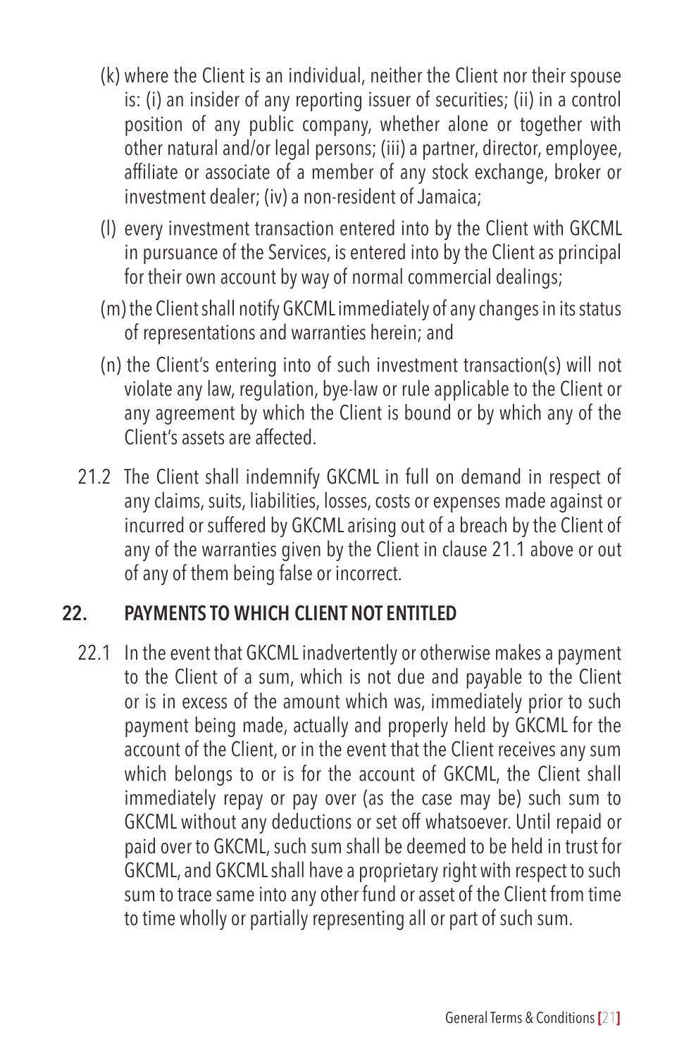(k) where the Client is an individual, neither the Client nor their spouse is: (i) an insider of any reporting issuer of securities; (ii) in a control position of any public company, whether alone or together with other natural and/or legal persons; (iii) a partner, director, employee, affiliate or associate of a member of any stock exchange, broker or investment dealer; (iv) a non-resident of Jamaica;

(l) every investment transaction entered into by the Client with GKCML in pursuance of the Services, is entered into by the Client as principal for their own account by way of normal commercial dealings;

(m) the Client shall notify GKCML immediately of any changes in its status of representations and warranties herein; and

(n) the Client's entering into of such investment transaction(s) will not violate any law, regulation, bye-law or rule applicable to the Client or any agreement by which the Client is bound or by which any of the Client's assets are affected.

21.2 The Client shall indemnify GKCML in full on demand in respect of any claims, suits, liabilities, losses, costs or expenses made against or incurred or suffered by GKCML arising out of a breach by the Client of any of the warranties given by the Client in clause 21.1 above or out of any of them being false or incorrect.

## 22. PAYMENTS TO WHICH CLIENT NOT ENTITLED

22.1 In the event that GKCML inadvertently or otherwise makes a payment to the Client of a sum, which is not due and payable to the Client or is in excess of the amount which was, immediately prior to such payment being made, actually and properly held by GKCML for the account of the Client, or in the event that the Client receives any sum which belongs to or is for the account of GKCML, the Client shall immediately repay or pay over (as the case may be) such sum to GKCML without any deductions or set off whatsoever. Until repaid or paid over to GKCML, such sum shall be deemed to be held in trust for GKCML, and GKCML shall have a proprietary right with respect to such sum to trace same into any other fund or asset of the Client from time to time wholly or partially representing all or part of such sum.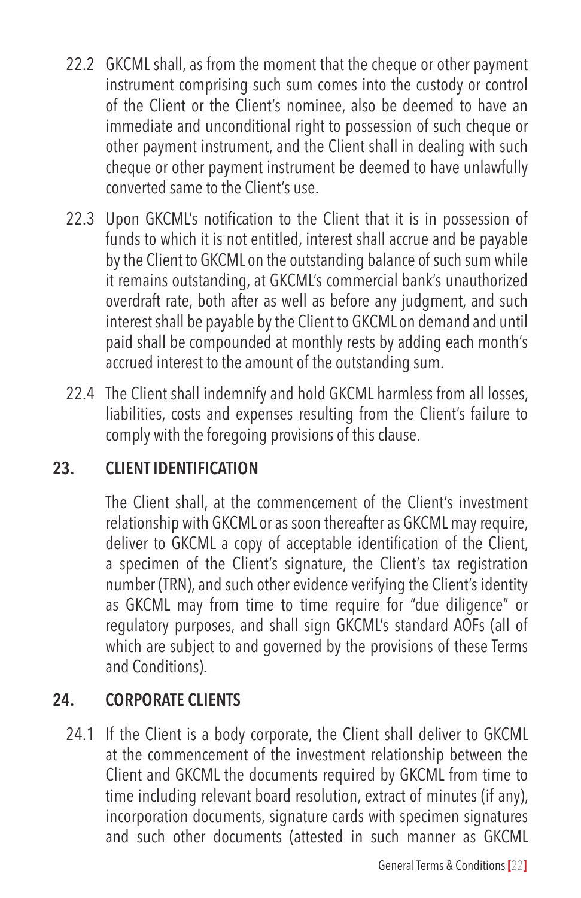22.2 GKCML shall, as from the moment that the cheque or other payment instrument comprising such sum comes into the custody or control of the Client or the Client's nominee, also be deemed to have an immediate and unconditional right to possession of such cheque or other payment instrument, and the Client shall in dealing with such cheque or other payment instrument be deemed to have unlawfully converted same to the Client's use.

22.3 Upon GKCML's notification to the Client that it is in possession of funds to which it is not entitled, interest shall accrue and be payable by the Client to GKCML on the outstanding balance of such sum while it remains outstanding, at GKCML's commercial bank's unauthorized overdraft rate, both after as well as before any judgment, and such interest shall be payable by the Client to GKCML on demand and until paid shall be compounded at monthly rests by adding each month's accrued interest to the amount of the outstanding sum.

22.4 The Client shall indemnify and hold GKCML harmless from all losses, liabilities, costs and expenses resulting from the Client's failure to comply with the foregoing provisions of this clause.

## 23. CLIENT IDENTIFICATION

The Client shall, at the commencement of the Client's investment relationship with GKCML or as soon thereafter as GKCML may require, deliver to GKCML a copy of acceptable identification of the Client, a specimen of the Client's signature, the Client's tax registration number (TRN), and such other evidence verifying the Client's identity as GKCML may from time to time require for "due diligence" or regulatory purposes, and shall sign GKCML's standard AOFs (all of which are subject to and governed by the provisions of these Terms and Conditions).

## 24. CORPORATE CLIENTS

24.1 If the Client is a body corporate, the Client shall deliver to GKCML at the commencement of the investment relationship between the Client and GKCML the documents required by GKCML from time to time including relevant board resolution, extract of minutes (if any), incorporation documents, signature cards with specimen signatures and such other documents (attested in such manner as GKCML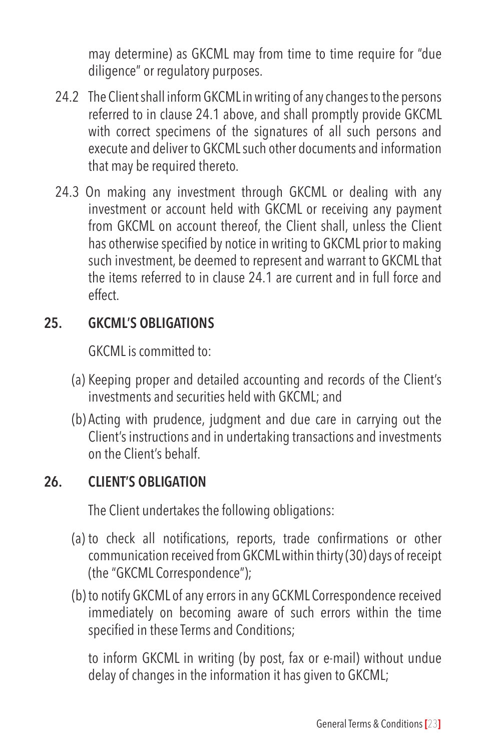may determine) as GKCML may from time to time require for "due diligence" or regulatory purposes.

24.2 The Client shall inform GKCML in writing of any changes to the persons referred to in clause 24.1 above, and shall promptly provide GKCML with correct specimens of the signatures of all such persons and execute and deliver to GKCML such other documents and information that may be required thereto.

24.3 On making any investment through GKCML or dealing with any investment or account held with GKCML or receiving any payment from GKCML on account thereof, the Client shall, unless the Client has otherwise specified by notice in writing to GKCML prior to making such investment, be deemed to represent and warrant to GKCML that the items referred to in clause 24.1 are current and in full force and effect.

## 25. GKCML'S OBLIGATIONS

GKCML is committed to:

(a) Keeping proper and detailed accounting and records of the Client's investments and securities held with GKCML; and

(b) Acting with prudence, judgment and due care in carrying out the Client's instructions and in undertaking transactions and investments on the Client's behalf.

## 26. CLIENT'S OBLIGATION

The Client undertakes the following obligations:

(a) to check all notifications, reports, trade confirmations or other communication received from GKCML within thirty (30) days of receipt (the "GKCML Correspondence");

(b) to notify GKCML of any errors in any GCKML Correspondence received immediately on becoming aware of such errors within the time specified in these Terms and Conditions;

to inform GKCML in writing (by post, fax or e-mail) without undue delay of changes in the information it has given to GKCML;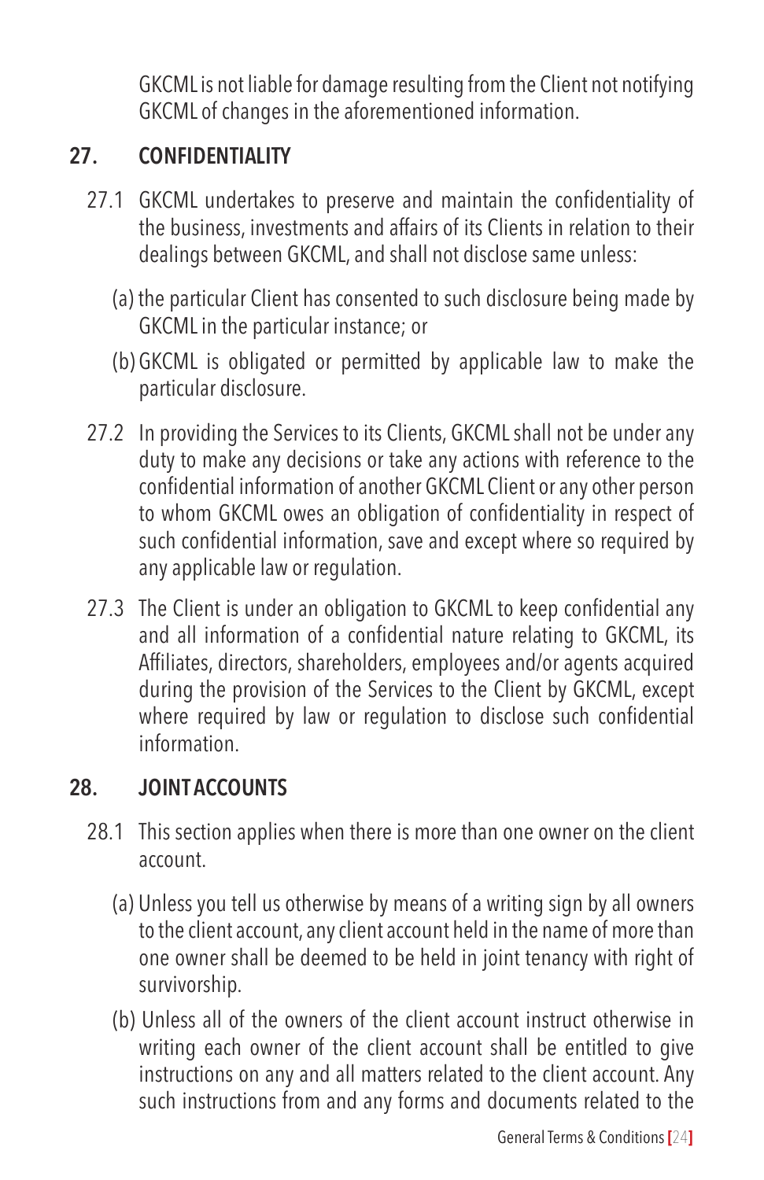GKCML is not liable for damage resulting from the Client not notifying GKCML of changes in the aforementioned information.

## 27. CONFIDENTIALITY

27.1 GKCML undertakes to preserve and maintain the confidentiality of the business, investments and affairs of its Clients in relation to their dealings between GKCML, and shall not disclose same unless:

(a) the particular Client has consented to such disclosure being made by GKCML in the particular instance; or

(b) GKCML is obligated or permitted by applicable law to make the particular disclosure.

27.2 In providing the Services to its Clients, GKCML shall not be under any duty to make any decisions or take any actions with reference to the confidential information of another GKCML Client or any other person to whom GKCML owes an obligation of confidentiality in respect of such confidential information, save and except where so required by any applicable law or regulation.

27.3 The Client is under an obligation to GKCML to keep confidential any and all information of a confidential nature relating to GKCML, its Affiliates, directors, shareholders, employees and/or agents acquired during the provision of the Services to the Client by GKCML, except where required by law or regulation to disclose such confidential information.

## 28. JOINT ACCOUNTS

28.1 This section applies when there is more than one owner on the client account.

(a) Unless you tell us otherwise by means of a writing sign by all owners to the client account, any client account held in the name of more than one owner shall be deemed to be held in joint tenancy with right of survivorship.

(b) Unless all of the owners of the client account instruct otherwise in writing each owner of the client account shall be entitled to give instructions on any and all matters related to the client account. Any such instructions from and any forms and documents related to the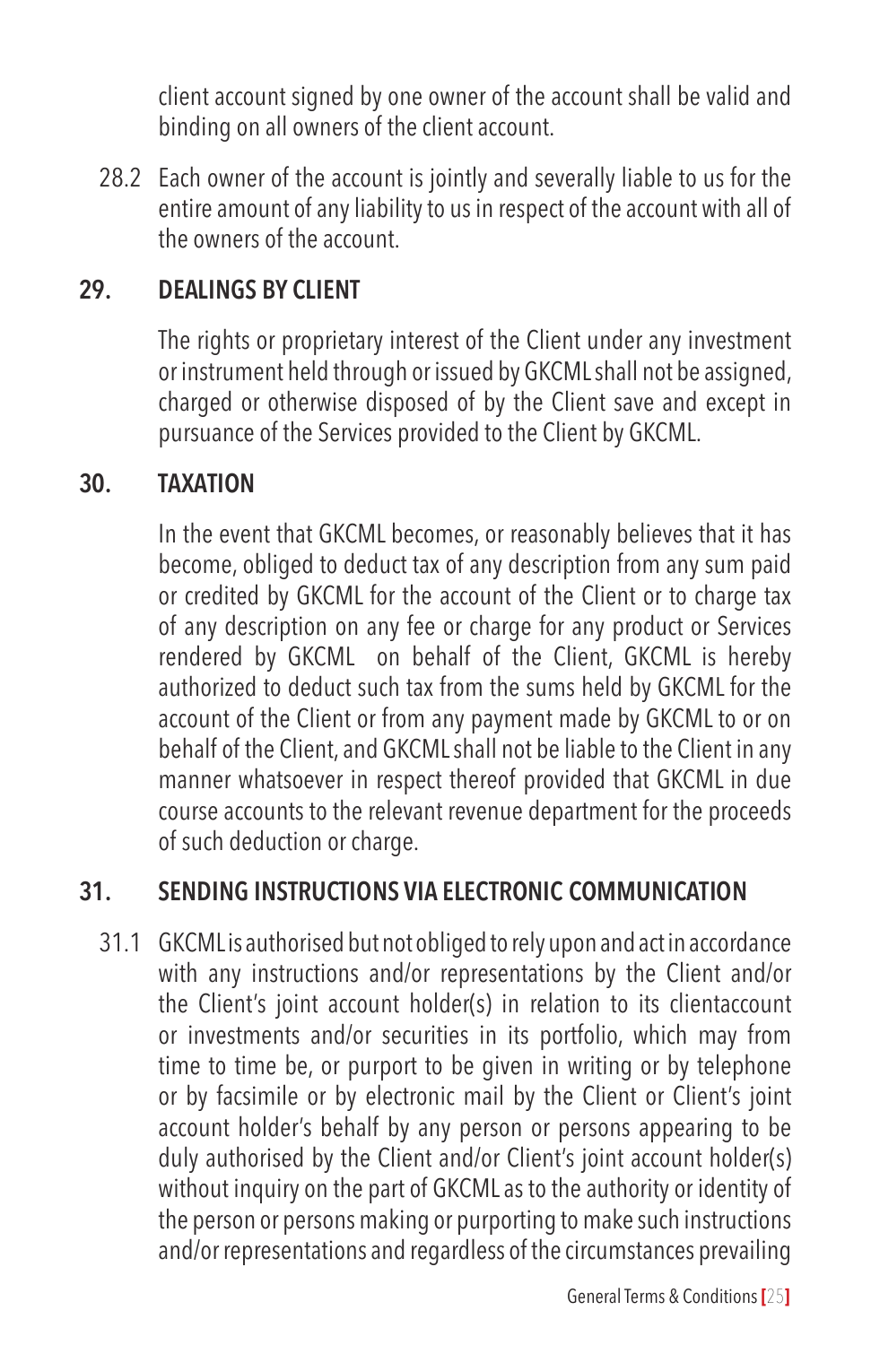client account signed by one owner of the account shall be valid and binding on all owners of the client account.

28.2 Each owner of the account is jointly and severally liable to us for the entire amount of any liability to us in respect of the account with all of the owners of the account.

## 29. DEALINGS BY CLIENT

The rights or proprietary interest of the Client under any investment or instrument held through or issued by GKCML shall not be assigned, charged or otherwise disposed of by the Client save and except in pursuance of the Services provided to the Client by GKCML.

## 30. TAXATION

In the event that GKCML becomes, or reasonably believes that it has become, obliged to deduct tax of any description from any sum paid or credited by GKCML for the account of the Client or to charge tax of any description on any fee or charge for any product or Services rendered by GKCML on behalf of the Client, GKCML is hereby authorized to deduct such tax from the sums held by GKCML for the account of the Client or from any payment made by GKCML to or on behalf of the Client, and GKCML shall not be liable to the Client in any manner whatsoever in respect thereof provided that GKCML in due course accounts to the relevant revenue department for the proceeds of such deduction or charge.

## 31. SENDING INSTRUCTIONS VIA ELECTRONIC COMMUNICATION

31.1 GKCML is authorised but not obliged to rely upon and act in accordance with any instructions and/or representations by the Client and/or the Client's joint account holder(s) in relation to its clientaccount or investments and/or securities in its portfolio, which may from time to time be, or purport to be given in writing or by telephone or by facsimile or by electronic mail by the Client or Client's joint account holder's behalf by any person or persons appearing to be duly authorised by the Client and/or Client's joint account holder(s) without inquiry on the part of GKCML as to the authority or identity of the person or persons making or purporting to make such instructions and/or representations and regardless of the circumstances prevailing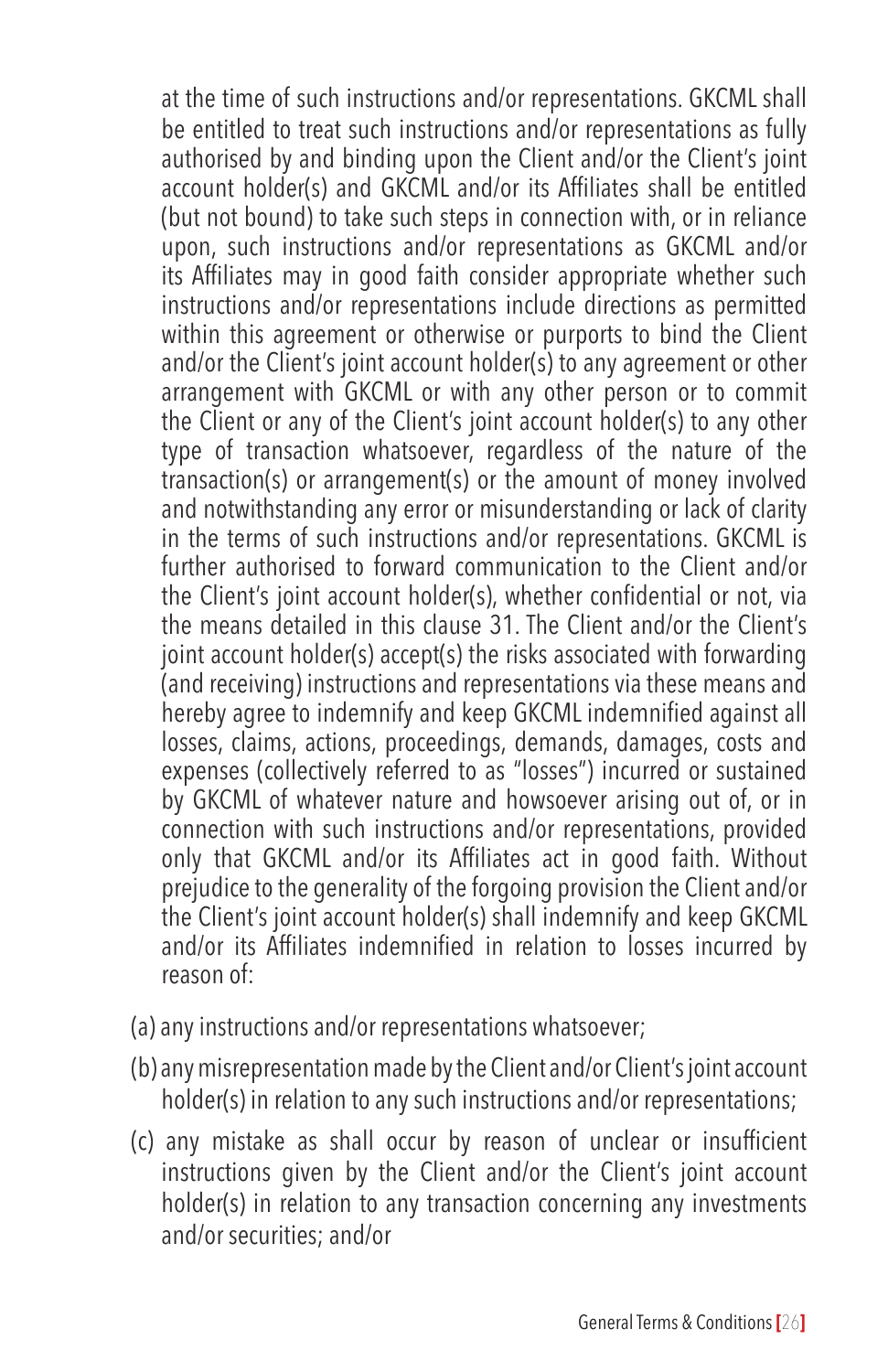at the time of such instructions and/or representations. GKCML shall be entitled to treat such instructions and/or representations as fully authorised by and binding upon the Client and/or the Client's joint account holder(s) and GKCML and/or its Affiliates shall be entitled (but not bound) to take such steps in connection with, or in reliance upon, such instructions and/or representations as GKCML and/or its Affiliates may in good faith consider appropriate whether such instructions and/or representations include directions as permitted within this agreement or otherwise or purports to bind the Client and/or the Client's joint account holder(s) to any agreement or other arrangement with GKCML or with any other person or to commit the Client or any of the Client's joint account holder(s) to any other type of transaction whatsoever, regardless of the nature of the transaction(s) or arrangement(s) or the amount of money involved and notwithstanding any error or misunderstanding or lack of clarity in the terms of such instructions and/or representations. GKCML is further authorised to forward communication to the Client and/or the Client's joint account holder(s), whether confidential or not, via the means detailed in this clause 31. The Client and/or the Client's joint account holder(s) accept(s) the risks associated with forwarding (and receiving) instructions and representations via these means and hereby agree to indemnify and keep GKCML indemnified against all losses, claims, actions, proceedings, demands, damages, costs and expenses (collectively referred to as "losses") incurred or sustained by GKCML of whatever nature and howsoever arising out of, or in connection with such instructions and/or representations, provided only that GKCML and/or its Affiliates act in good faith. Without prejudice to the generality of the forgoing provision the Client and/or the Client's joint account holder(s) shall indemnify and keep GKCML and/or its Affiliates indemnified in relation to losses incurred by reason of:

(a) any instructions and/or representations whatsoever;

(b) any misrepresentation made by the Client and/or Client's joint account holder(s) in relation to any such instructions and/or representations;

(c) any mistake as shall occur by reason of unclear or insufficient instructions given by the Client and/or the Client's joint account holder(s) in relation to any transaction concerning any investments and/or securities; and/or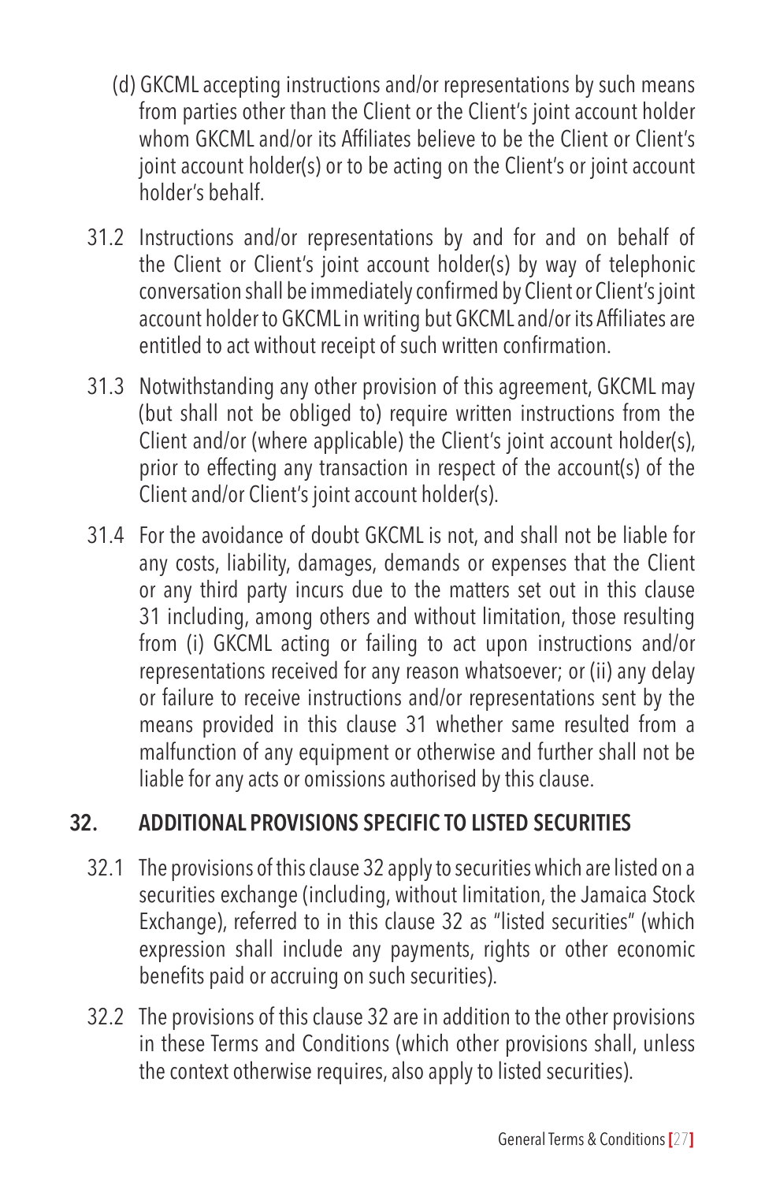(d) GKCML accepting instructions and/or representations by such means from parties other than the Client or the Client's joint account holder whom GKCML and/or its Affiliates believe to be the Client or Client's joint account holder(s) or to be acting on the Client's or joint account holder's behalf.

31.2 Instructions and/or representations by and for and on behalf of the Client or Client's joint account holder(s) by way of telephonic conversation shall be immediately confirmed by Client or Client's joint account holder to GKCML in writing but GKCML and/or its Affiliates are entitled to act without receipt of such written confirmation.

31.3 Notwithstanding any other provision of this agreement, GKCML may (but shall not be obliged to) require written instructions from the Client and/or (where applicable) the Client's joint account holder(s), prior to effecting any transaction in respect of the account(s) of the Client and/or Client's joint account holder(s).

31.4 For the avoidance of doubt GKCML is not, and shall not be liable for any costs, liability, damages, demands or expenses that the Client or any third party incurs due to the matters set out in this clause 31 including, among others and without limitation, those resulting from (i) GKCML acting or failing to act upon instructions and/or representations received for any reason whatsoever; or (ii) any delay or failure to receive instructions and/or representations sent by the means provided in this clause 31 whether same resulted from a malfunction of any equipment or otherwise and further shall not be liable for any acts or omissions authorised by this clause.

## 32. ADDITIONAL PROVISIONS SPECIFIC TO LISTED SECURITIES

32.1 The provisions of this clause 32 apply to securities which are listed on a securities exchange (including, without limitation, the Jamaica Stock Exchange), referred to in this clause 32 as "listed securities" (which expression shall include any payments, rights or other economic benefits paid or accruing on such securities).

32.2 The provisions of this clause 32 are in addition to the other provisions in these Terms and Conditions (which other provisions shall, unless the context otherwise requires, also apply to listed securities).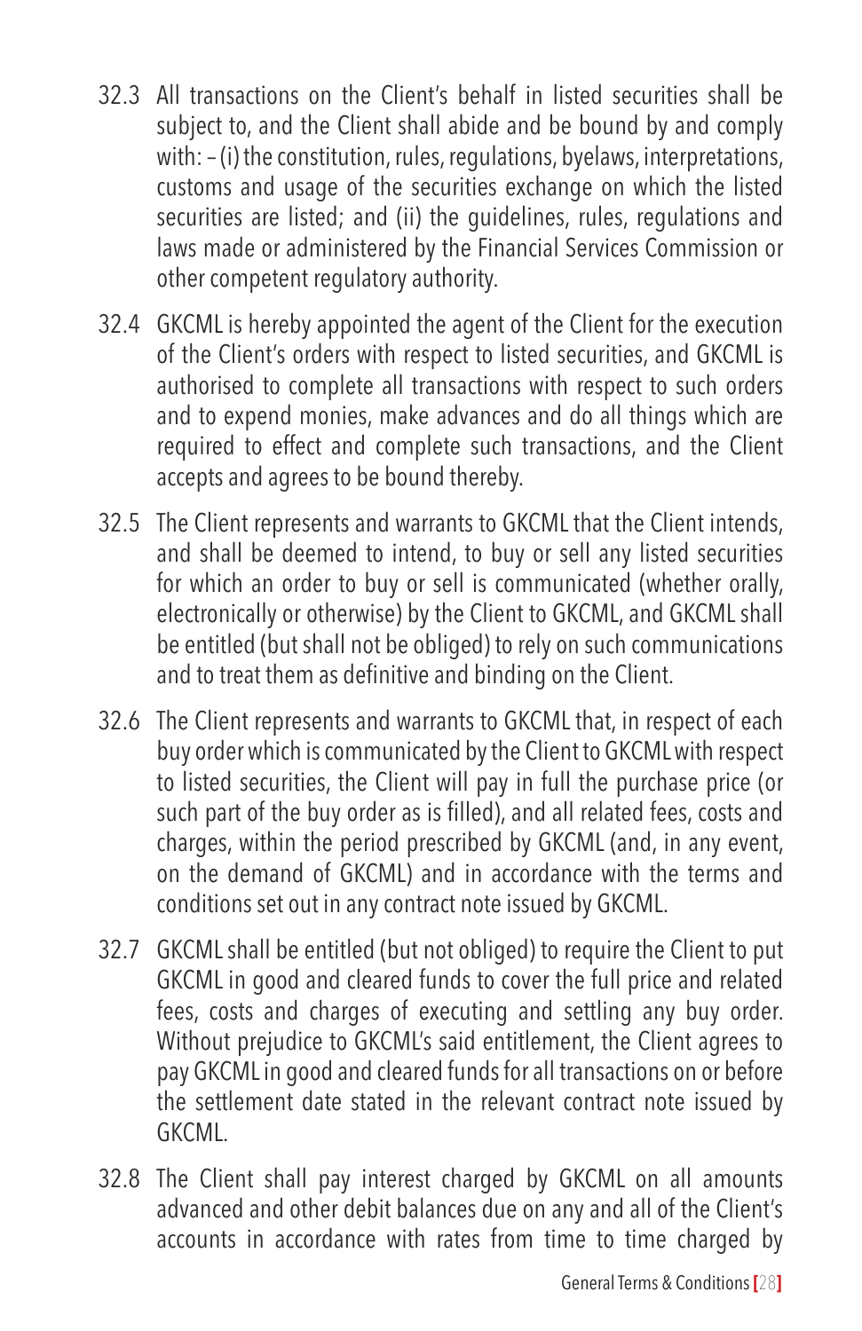32.3 All transactions on the Client's behalf in listed securities shall be subject to, and the Client shall abide and be bound by and comply with: – (i) the constitution, rules, regulations, byelaws, interpretations, customs and usage of the securities exchange on which the listed securities are listed; and (ii) the guidelines, rules, regulations and laws made or administered by the Financial Services Commission or other competent regulatory authority.

32.4 GKCML is hereby appointed the agent of the Client for the execution of the Client's orders with respect to listed securities, and GKCML is authorised to complete all transactions with respect to such orders and to expend monies, make advances and do all things which are required to effect and complete such transactions, and the Client accepts and agrees to be bound thereby.

32.5 The Client represents and warrants to GKCML that the Client intends, and shall be deemed to intend, to buy or sell any listed securities for which an order to buy or sell is communicated (whether orally, electronically or otherwise) by the Client to GKCML, and GKCML shall be entitled (but shall not be obliged) to rely on such communications and to treat them as definitive and binding on the Client.

32.6 The Client represents and warrants to GKCML that, in respect of each buy order which is communicated by the Client to GKCML with respect to listed securities, the Client will pay in full the purchase price (or such part of the buy order as is filled), and all related fees, costs and charges, within the period prescribed by GKCML (and, in any event, on the demand of GKCML) and in accordance with the terms and conditions set out in any contract note issued by GKCML.

32.7 GKCML shall be entitled (but not obliged) to require the Client to put GKCML in good and cleared funds to cover the full price and related fees, costs and charges of executing and settling any buy order. Without prejudice to GKCML's said entitlement, the Client agrees to pay GKCML in good and cleared funds for all transactions on or before the settlement date stated in the relevant contract note issued by GKCML.

32.8 The Client shall pay interest charged by GKCML on all amounts advanced and other debit balances due on any and all of the Client's accounts in accordance with rates from time to time charged by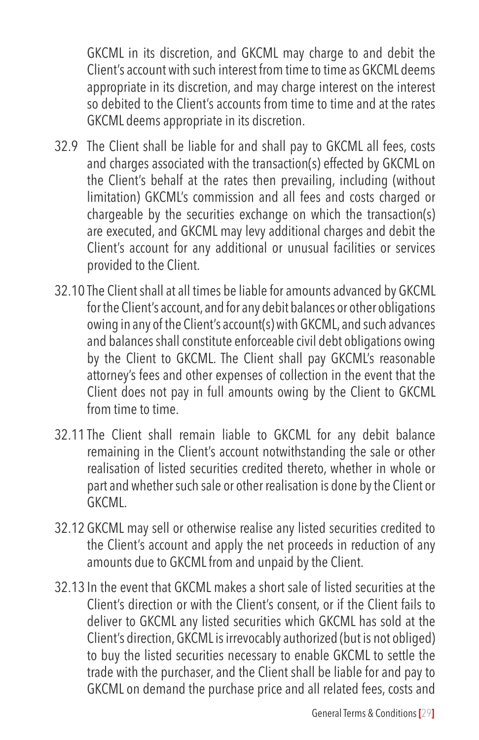GKCML in its discretion, and GKCML may charge to and debit the Client's account with such interest from time to time as GKCML deems appropriate in its discretion, and may charge interest on the interest so debited to the Client's accounts from time to time and at the rates GKCML deems appropriate in its discretion.

32.9 The Client shall be liable for and shall pay to GKCML all fees, costs and charges associated with the transaction(s) effected by GKCML on the Client's behalf at the rates then prevailing, including (without limitation) GKCML's commission and all fees and costs charged or chargeable by the securities exchange on which the transaction(s) are executed, and GKCML may levy additional charges and debit the Client's account for any additional or unusual facilities or services provided to the Client.

32.10 The Client shall at all times be liable for amounts advanced by GKCML for the Client's account, and for any debit balances or other obligations owing in any of the Client's account(s) with GKCML, and such advances and balances shall constitute enforceable civil debt obligations owing by the Client to GKCML. The Client shall pay GKCML's reasonable attorney's fees and other expenses of collection in the event that the Client does not pay in full amounts owing by the Client to GKCML from time to time.

32.11 The Client shall remain liable to GKCML for any debit balance remaining in the Client's account notwithstanding the sale or other realisation of listed securities credited thereto, whether in whole or part and whether such sale or other realisation is done by the Client or GKCML.

32.12 GKCML may sell or otherwise realise any listed securities credited to the Client's account and apply the net proceeds in reduction of any amounts due to GKCML from and unpaid by the Client.

32.13 In the event that GKCML makes a short sale of listed securities at the Client's direction or with the Client's consent, or if the Client fails to deliver to GKCML any listed securities which GKCML has sold at the Client's direction, GKCML is irrevocably authorized (but is not obliged) to buy the listed securities necessary to enable GKCML to settle the trade with the purchaser, and the Client shall be liable for and pay to GKCML on demand the purchase price and all related fees, costs and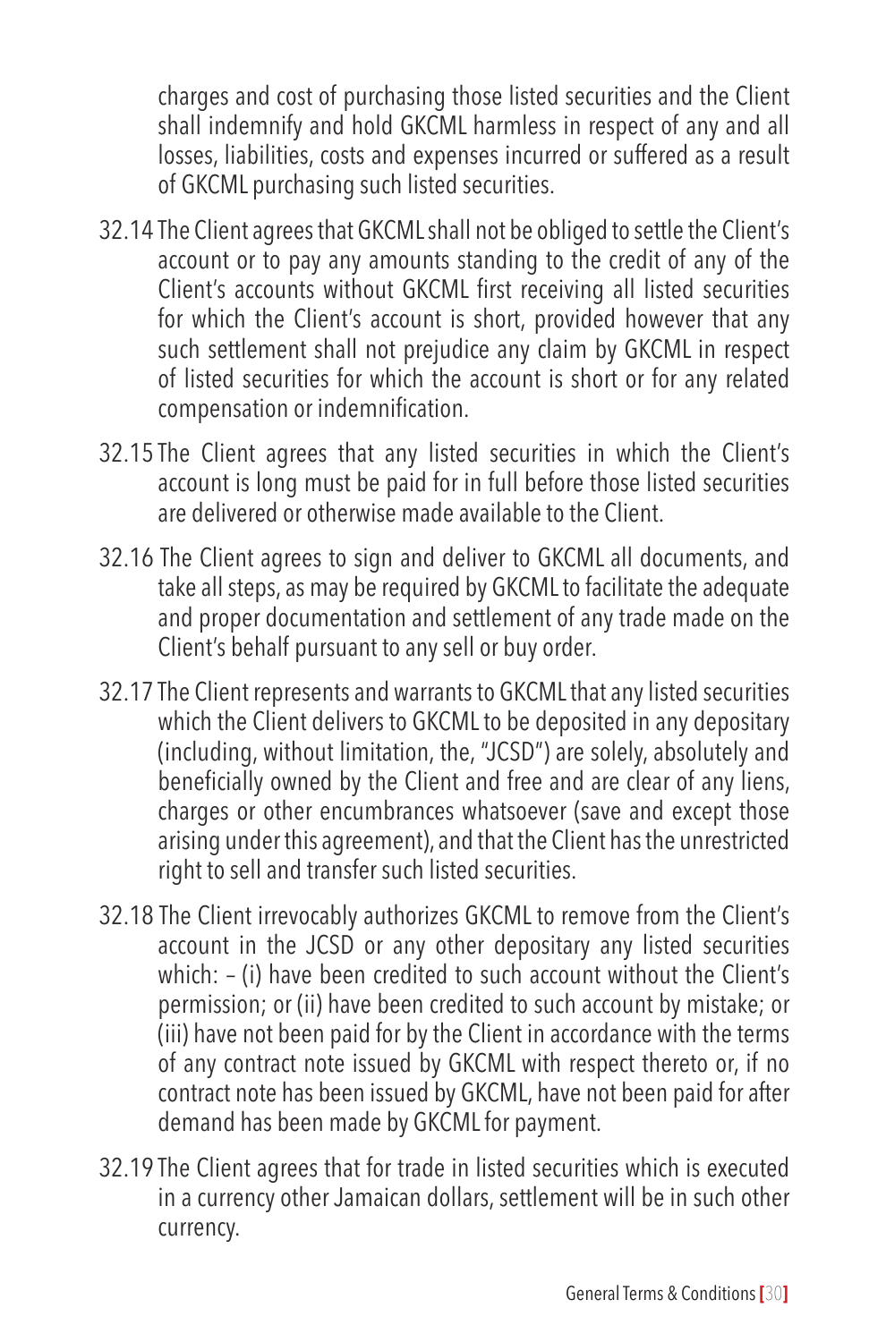charges and cost of purchasing those listed securities and the Client shall indemnify and hold GKCML harmless in respect of any and all losses, liabilities, costs and expenses incurred or suffered as a result of GKCML purchasing such listed securities.

32.14 The Client agrees that GKCML shall not be obliged to settle the Client's account or to pay any amounts standing to the credit of any of the Client's accounts without GKCML first receiving all listed securities for which the Client's account is short, provided however that any such settlement shall not prejudice any claim by GKCML in respect of listed securities for which the account is short or for any related compensation or indemnification.

32.15 The Client agrees that any listed securities in which the Client's account is long must be paid for in full before those listed securities are delivered or otherwise made available to the Client.

32.16 The Client agrees to sign and deliver to GKCML all documents, and take all steps, as may be required by GKCML to facilitate the adequate and proper documentation and settlement of any trade made on the Client's behalf pursuant to any sell or buy order.

32.17 The Client represents and warrants to GKCML that any listed securities which the Client delivers to GKCML to be deposited in any depositary (including, without limitation, the, "JCSD") are solely, absolutely and beneficially owned by the Client and free and are clear of any liens, charges or other encumbrances whatsoever (save and except those arising under this agreement), and that the Client has the unrestricted right to sell and transfer such listed securities.

32.18 The Client irrevocably authorizes GKCML to remove from the Client's account in the JCSD or any other depositary any listed securities which: – (i) have been credited to such account without the Client's permission; or (ii) have been credited to such account by mistake; or (iii) have not been paid for by the Client in accordance with the terms of any contract note issued by GKCML with respect thereto or, if no contract note has been issued by GKCML, have not been paid for after demand has been made by GKCML for payment.

32.19 The Client agrees that for trade in listed securities which is executed in a currency other Jamaican dollars, settlement will be in such other currency.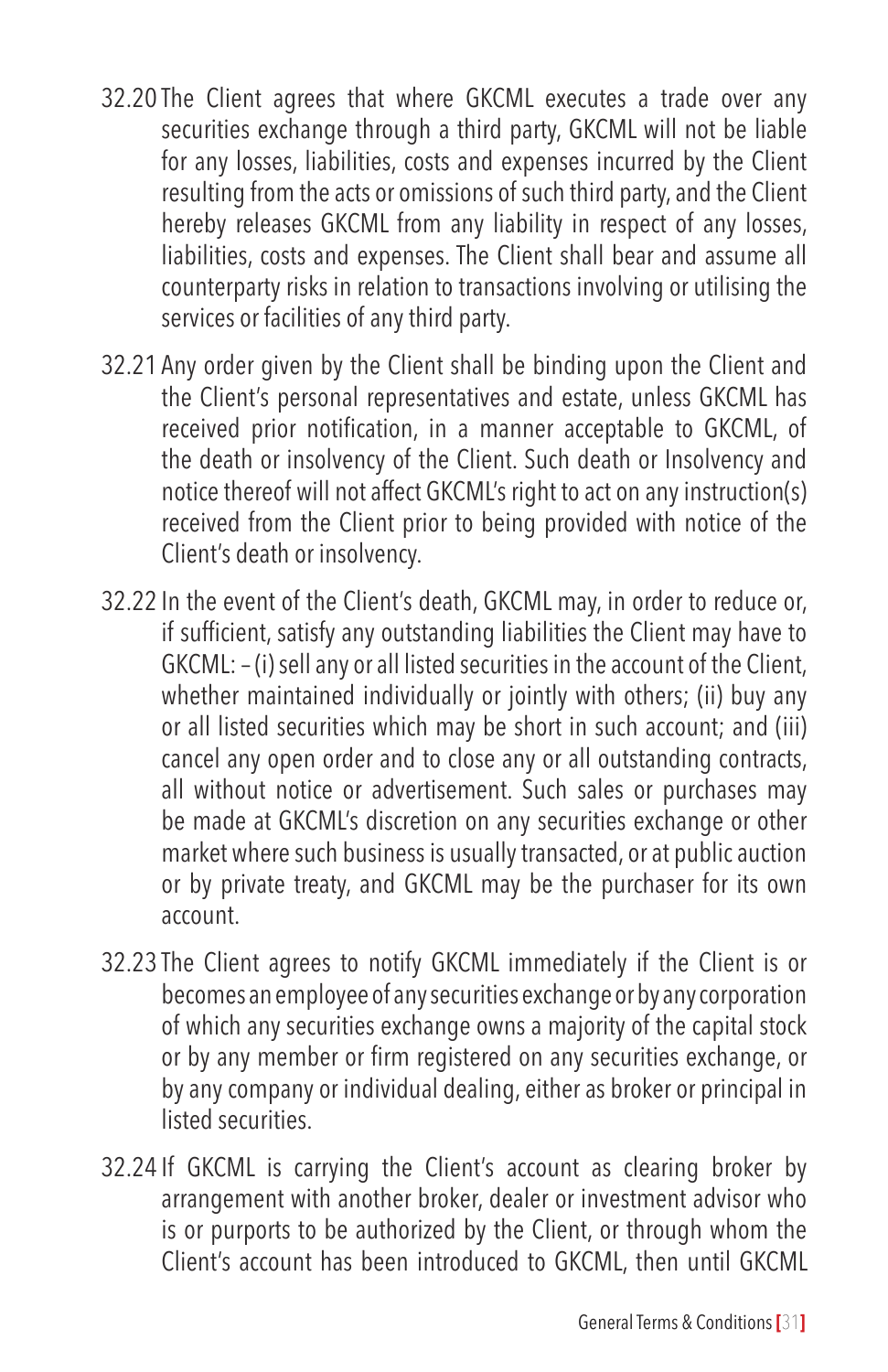32.20 The Client agrees that where GKCML executes a trade over any securities exchange through a third party, GKCML will not be liable for any losses, liabilities, costs and expenses incurred by the Client resulting from the acts or omissions of such third party, and the Client hereby releases GKCML from any liability in respect of any losses, liabilities, costs and expenses. The Client shall bear and assume all counterparty risks in relation to transactions involving or utilising the services or facilities of any third party.

32.21 Any order given by the Client shall be binding upon the Client and the Client's personal representatives and estate, unless GKCML has received prior notification, in a manner acceptable to GKCML, of the death or insolvency of the Client. Such death or Insolvency and notice thereof will not affect GKCML's right to act on any instruction(s) received from the Client prior to being provided with notice of the Client's death or insolvency.

32.22 In the event of the Client's death, GKCML may, in order to reduce or, if sufficient, satisfy any outstanding liabilities the Client may have to GKCML: – (i) sell any or all listed securities in the account of the Client, whether maintained individually or jointly with others; (ii) buy any or all listed securities which may be short in such account; and (iii) cancel any open order and to close any or all outstanding contracts, all without notice or advertisement. Such sales or purchases may be made at GKCML's discretion on any securities exchange or other market where such business is usually transacted, or at public auction or by private treaty, and GKCML may be the purchaser for its own account.

32.23 The Client agrees to notify GKCML immediately if the Client is or becomes an employee of any securities exchange or by any corporation of which any securities exchange owns a majority of the capital stock or by any member or firm registered on any securities exchange, or by any company or individual dealing, either as broker or principal in listed securities.

32.24 If GKCML is carrying the Client's account as clearing broker by arrangement with another broker, dealer or investment advisor who is or purports to be authorized by the Client, or through whom the Client's account has been introduced to GKCML, then until GKCML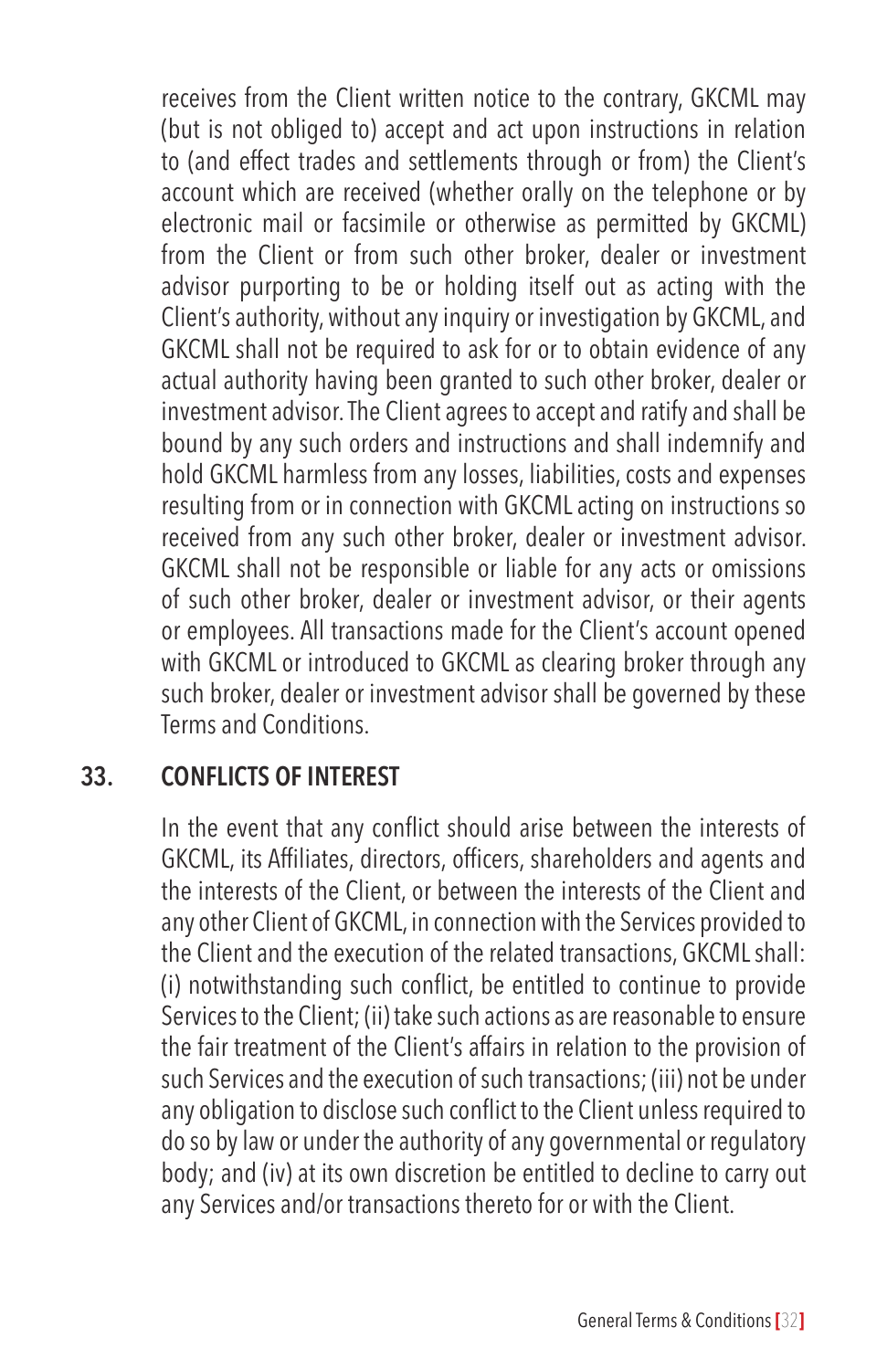receives from the Client written notice to the contrary, GKCML may (but is not obliged to) accept and act upon instructions in relation to (and effect trades and settlements through or from) the Client's account which are received (whether orally on the telephone or by electronic mail or facsimile or otherwise as permitted by GKCML) from the Client or from such other broker, dealer or investment advisor purporting to be or holding itself out as acting with the Client's authority, without any inquiry or investigation by GKCML, and GKCML shall not be required to ask for or to obtain evidence of any actual authority having been granted to such other broker, dealer or investment advisor. The Client agrees to accept and ratify and shall be bound by any such orders and instructions and shall indemnify and hold GKCML harmless from any losses, liabilities, costs and expenses resulting from or in connection with GKCML acting on instructions so received from any such other broker, dealer or investment advisor. GKCML shall not be responsible or liable for any acts or omissions of such other broker, dealer or investment advisor, or their agents or employees. All transactions made for the Client's account opened with GKCML or introduced to GKCML as clearing broker through any such broker, dealer or investment advisor shall be governed by these Terms and Conditions.

## 33. CONFLICTS OF INTEREST

In the event that any conflict should arise between the interests of GKCML, its Affiliates, directors, officers, shareholders and agents and the interests of the Client, or between the interests of the Client and any other Client of GKCML, in connection with the Services provided to the Client and the execution of the related transactions, GKCML shall: (i) notwithstanding such conflict, be entitled to continue to provide Services to the Client; (ii) take such actions as are reasonable to ensure the fair treatment of the Client's affairs in relation to the provision of such Services and the execution of such transactions; (iii) not be under any obligation to disclose such conflict to the Client unless required to do so by law or under the authority of any governmental or regulatory body; and (iv) at its own discretion be entitled to decline to carry out any Services and/or transactions thereto for or with the Client.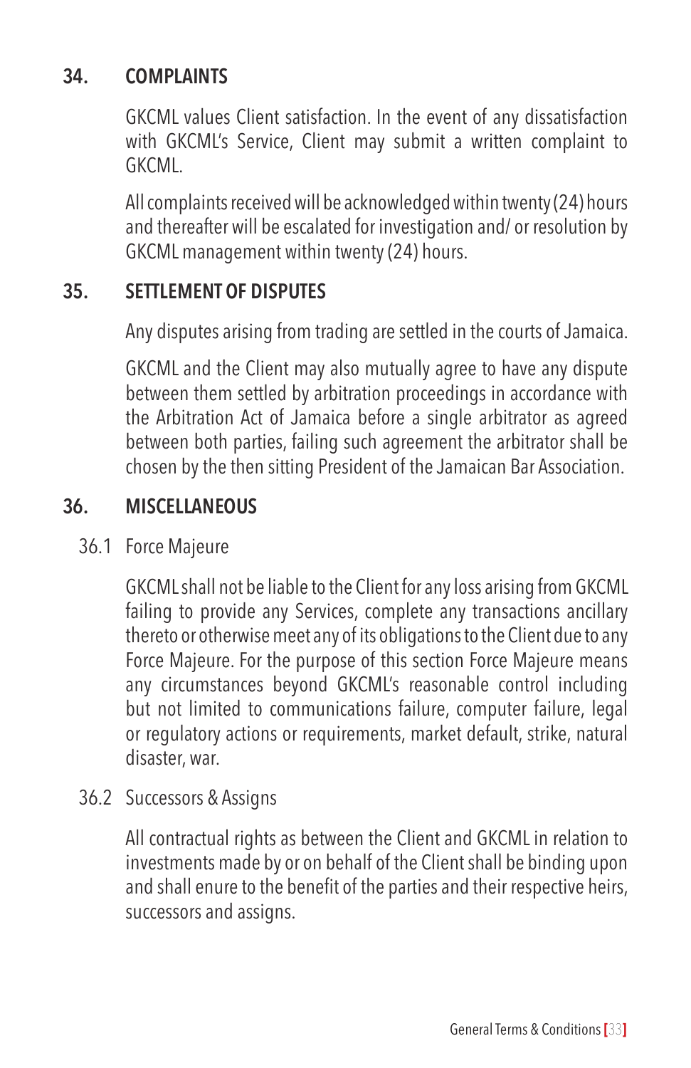## 34. COMPLAINTS

GKCML values Client satisfaction. In the event of any dissatisfaction with GKCML's Service, Client may submit a written complaint to GKCML.

All complaints received will be acknowledged within twenty (24) hours and thereafter will be escalated for investigation and/ or resolution by GKCML management within twenty (24) hours.

## 35. SETTLEMENT OF DISPUTES

Any disputes arising from trading are settled in the courts of Jamaica.

GKCML and the Client may also mutually agree to have any dispute between them settled by arbitration proceedings in accordance with the Arbitration Act of Jamaica before a single arbitrator as agreed between both parties, failing such agreement the arbitrator shall be chosen by the then sitting President of the Jamaican Bar Association.

## 36. MISCELLANEOUS

### 36.1 Force Majeure

GKCML shall not be liable to the Client for any loss arising from GKCML failing to provide any Services, complete any transactions ancillary thereto or otherwise meet any of its obligations to the Client due to any Force Majeure. For the purpose of this section Force Majeure means any circumstances beyond GKCML's reasonable control including but not limited to communications failure, computer failure, legal or regulatory actions or requirements, market default, strike, natural disaster, war.

### 36.2 Successors & Assigns

All contractual rights as between the Client and GKCML in relation to investments made by or on behalf of the Client shall be binding upon and shall enure to the benefit of the parties and their respective heirs, successors and assigns.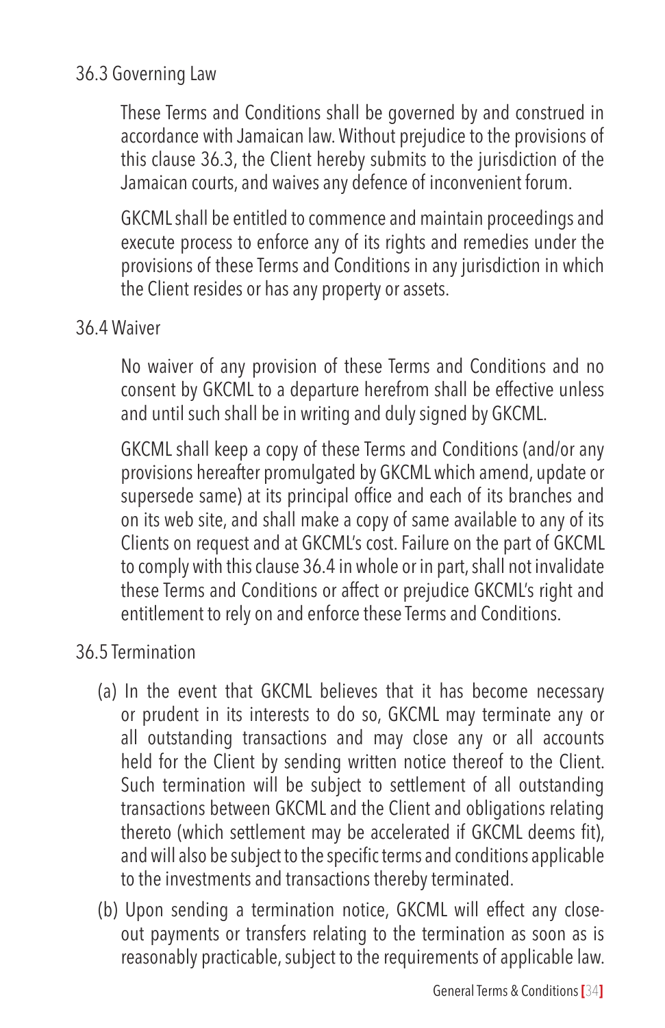36.3 Governing Law

These Terms and Conditions shall be governed by and construed in accordance with Jamaican law. Without prejudice to the provisions of this clause 36.3, the Client hereby submits to the jurisdiction of the Jamaican courts, and waives any defence of inconvenient forum.

GKCML shall be entitled to commence and maintain proceedings and execute process to enforce any of its rights and remedies under the provisions of these Terms and Conditions in any jurisdiction in which the Client resides or has any property or assets.

36.4 Waiver

No waiver of any provision of these Terms and Conditions and no consent by GKCML to a departure herefrom shall be effective unless and until such shall be in writing and duly signed by GKCML.

GKCML shall keep a copy of these Terms and Conditions (and/or any provisions hereafter promulgated by GKCML which amend, update or supersede same) at its principal office and each of its branches and on its web site, and shall make a copy of same available to any of its Clients on request and at GKCML's cost. Failure on the part of GKCML to comply with this clause 36.4 in whole or in part, shall not invalidate these Terms and Conditions or affect or prejudice GKCML's right and entitlement to rely on and enforce these Terms and Conditions.

36.5 Termination

(a) In the event that GKCML believes that it has become necessary or prudent in its interests to do so, GKCML may terminate any or all outstanding transactions and may close any or all accounts held for the Client by sending written notice thereof to the Client. Such termination will be subject to settlement of all outstanding transactions between GKCML and the Client and obligations relating thereto (which settlement may be accelerated if GKCML deems fit), and will also be subject to the specific terms and conditions applicable to the investments and transactions thereby terminated.

(b) Upon sending a termination notice, GKCML will effect any close-out payments or transfers relating to the termination as soon as is reasonably practicable, subject to the requirements of applicable law.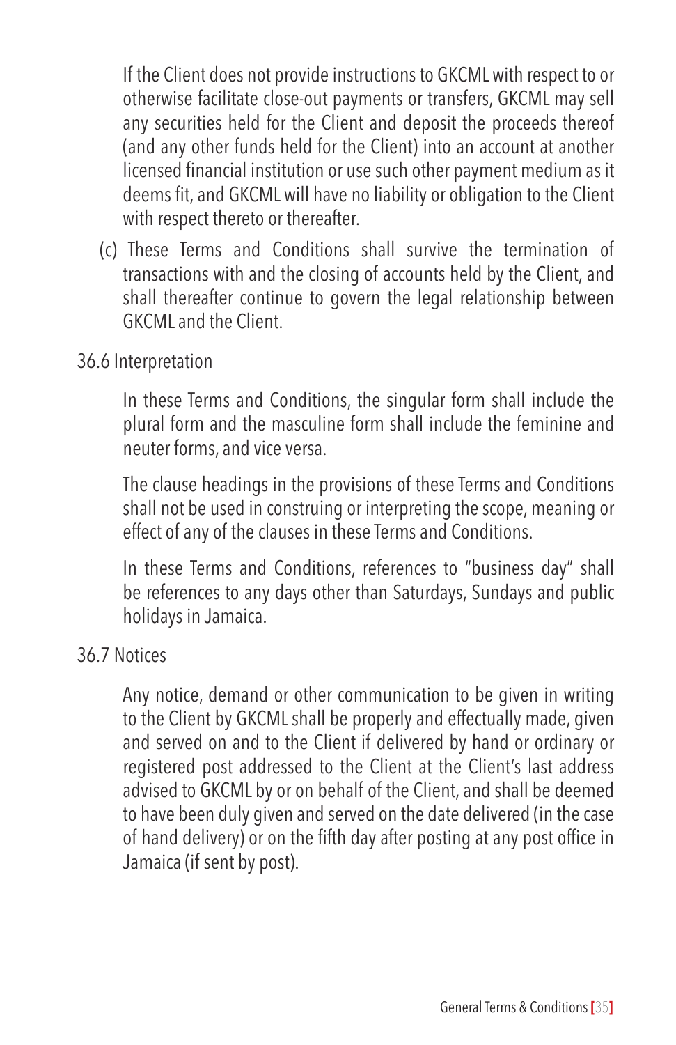If the Client does not provide instructions to GKCML with respect to or otherwise facilitate close-out payments or transfers, GKCML may sell any securities held for the Client and deposit the proceeds thereof (and any other funds held for the Client) into an account at another licensed financial institution or use such other payment medium as it deems fit, and GKCML will have no liability or obligation to the Client with respect thereto or thereafter.

(c) These Terms and Conditions shall survive the termination of transactions with and the closing of accounts held by the Client, and shall thereafter continue to govern the legal relationship between GKCML and the Client.

36.6 Interpretation

In these Terms and Conditions, the singular form shall include the plural form and the masculine form shall include the feminine and neuter forms, and vice versa.

The clause headings in the provisions of these Terms and Conditions shall not be used in construing or interpreting the scope, meaning or effect of any of the clauses in these Terms and Conditions.

In these Terms and Conditions, references to "business day" shall be references to any days other than Saturdays, Sundays and public holidays in Jamaica.

36.7 Notices

Any notice, demand or other communication to be given in writing to the Client by GKCML shall be properly and effectually made, given and served on and to the Client if delivered by hand or ordinary or registered post addressed to the Client at the Client's last address advised to GKCML by or on behalf of the Client, and shall be deemed to have been duly given and served on the date delivered (in the case of hand delivery) or on the fifth day after posting at any post office in Jamaica (if sent by post).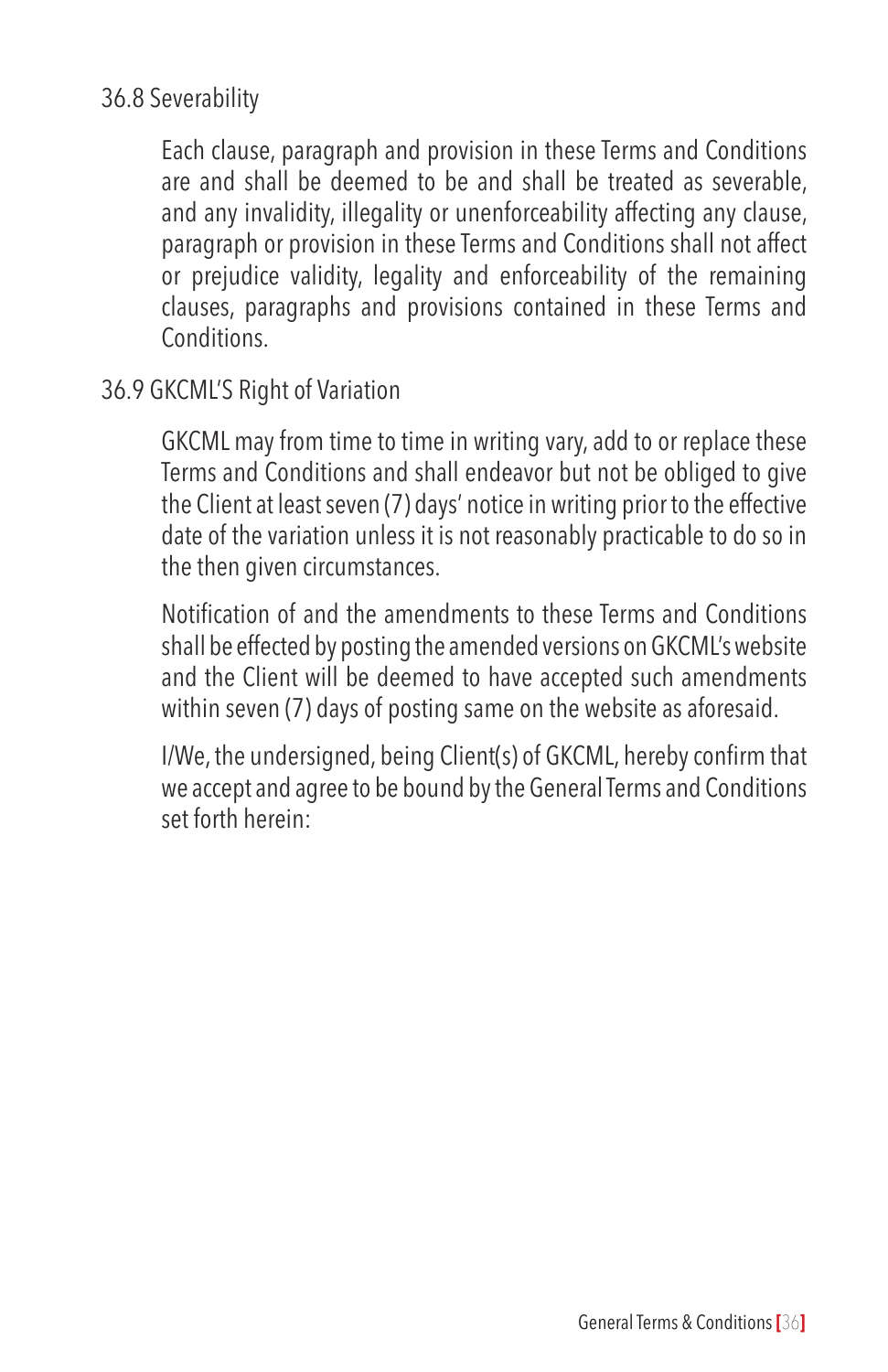### 36.8 Severability

Each clause, paragraph and provision in these Terms and Conditions are and shall be deemed to be and shall be treated as severable, and any invalidity, illegality or unenforceability affecting any clause, paragraph or provision in these Terms and Conditions shall not affect or prejudice validity, legality and enforceability of the remaining clauses, paragraphs and provisions contained in these Terms and Conditions.

### 36.9 GKCML'S Right of Variation

GKCML may from time to time in writing vary, add to or replace these Terms and Conditions and shall endeavor but not be obliged to give the Client at least seven (7) days' notice in writing prior to the effective date of the variation unless it is not reasonably practicable to do so in the then given circumstances.

Notification of and the amendments to these Terms and Conditions shall be effected by posting the amended versions on GKCML's website and the Client will be deemed to have accepted such amendments within seven (7) days of posting same on the website as aforesaid.

I/We, the undersigned, being Client(s) of GKCML, hereby confirm that we accept and agree to be bound by the General Terms and Conditions set forth herein: